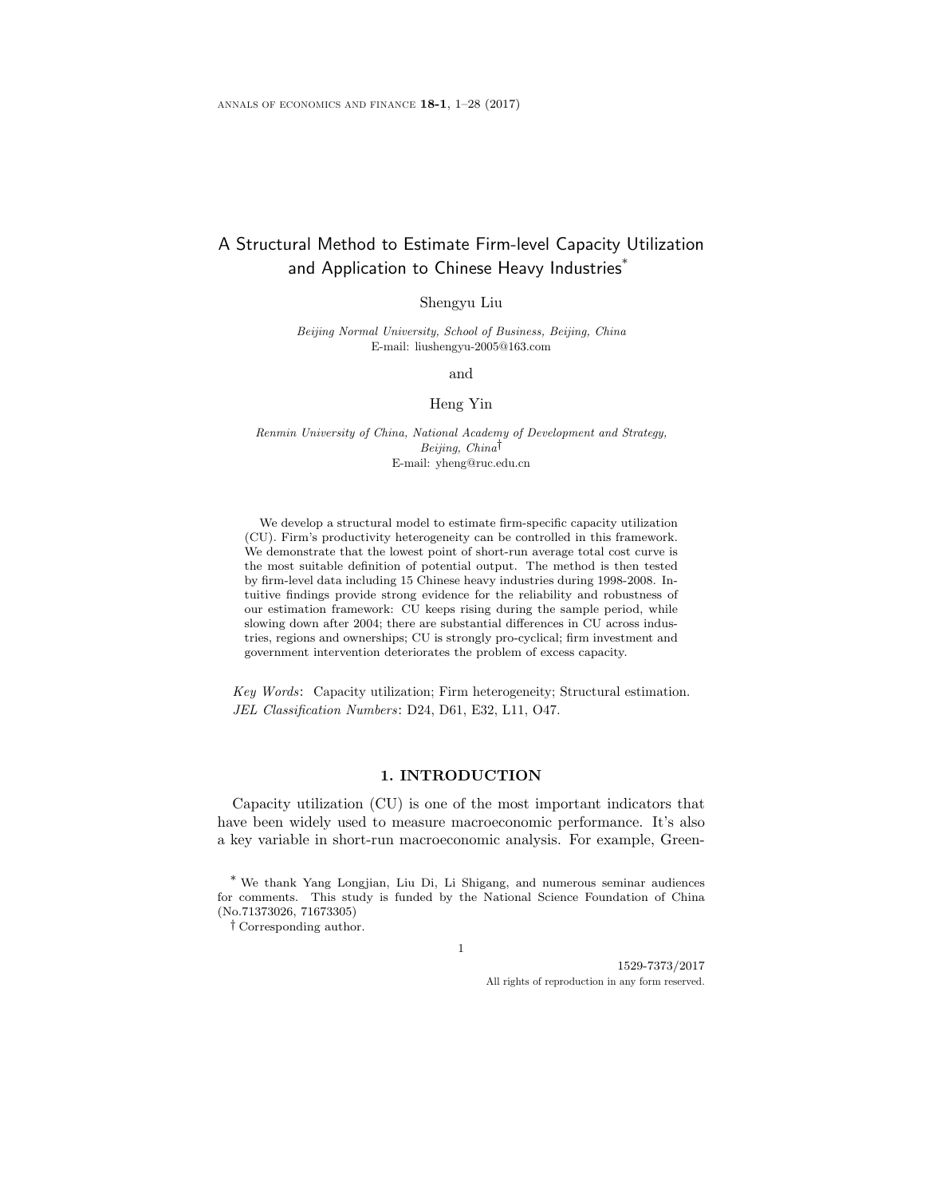# A Structural Method to Estimate Firm-level Capacity Utilization and Application to Chinese Heavy Industries*

Shengyu Liu

*Beijing Normal University, School of Business, Beijing, China*
E-mail: liushengyu-2005@163.com

and

Heng Yin

*Renmin University of China, National Academy of Development and Strategy, Beijing, China*†
E-mail: yheng@ruc.edu.cn

We develop a structural model to estimate firm-specific capacity utilization (CU). Firm's productivity heterogeneity can be controlled in this framework. We demonstrate that the lowest point of short-run average total cost curve is the most suitable definition of potential output. The method is then tested by firm-level data including 15 Chinese heavy industries during 1998-2008. Intuitive findings provide strong evidence for the reliability and robustness of our estimation framework: CU keeps rising during the sample period, while slowing down after 2004; there are substantial differences in CU across industries, regions and ownerships; CU is strongly pro-cyclical; firm investment and government intervention deteriorates the problem of excess capacity.

*Key Words*: Capacity utilization; Firm heterogeneity; Structural estimation.
*JEL Classification Numbers*: D24, D61, E32, L11, O47.

## 1. INTRODUCTION

Capacity utilization (CU) is one of the most important indicators that have been widely used to measure macroeconomic performance. It's also a key variable in short-run macroeconomic analysis. For example, Green-

---

* We thank Yang Longjian, Liu Di, Li Shigang, and numerous seminar audiences for comments. This study is funded by the National Science Foundation of China (No.71373026, 71673305)

† Corresponding author.

1529-7373/2017
All rights of reproduction in any form reserved.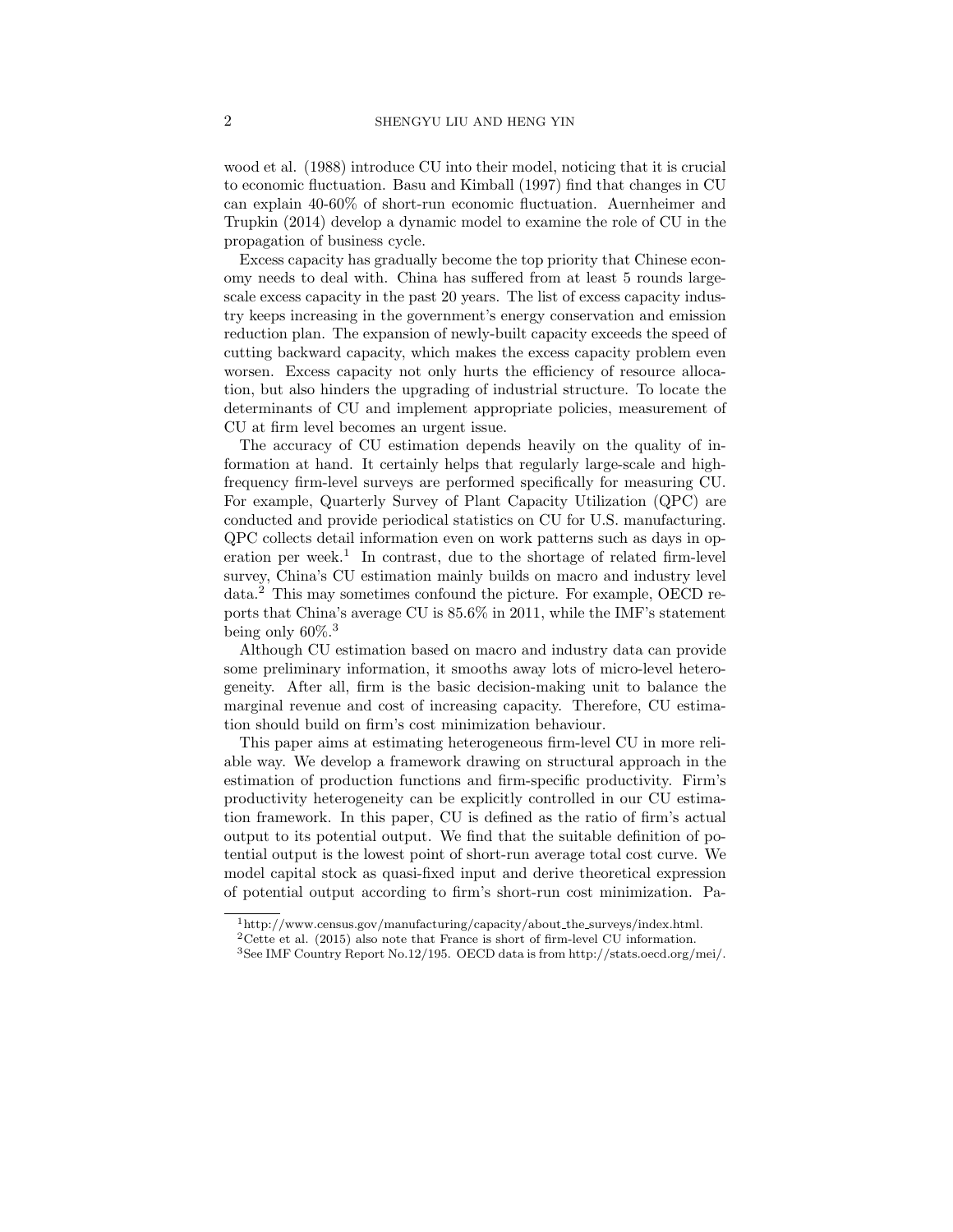wood et al. (1988) introduce CU into their model, noticing that it is crucial to economic fluctuation. Basu and Kimball (1997) find that changes in CU can explain 40-60% of short-run economic fluctuation. Auernheimer and Trupkin (2014) develop a dynamic model to examine the role of CU in the propagation of business cycle.

Excess capacity has gradually become the top priority that Chinese economy needs to deal with. China has suffered from at least 5 rounds large-scale excess capacity in the past 20 years. The list of excess capacity industry keeps increasing in the government's energy conservation and emission reduction plan. The expansion of newly-built capacity exceeds the speed of cutting backward capacity, which makes the excess capacity problem even worsen. Excess capacity not only hurts the efficiency of resource allocation, but also hinders the upgrading of industrial structure. To locate the determinants of CU and implement appropriate policies, measurement of CU at firm level becomes an urgent issue.

The accuracy of CU estimation depends heavily on the quality of information at hand. It certainly helps that regularly large-scale and high-frequency firm-level surveys are performed specifically for measuring CU. For example, Quarterly Survey of Plant Capacity Utilization (QPC) are conducted and provide periodical statistics on CU for U.S. manufacturing. QPC collects detail information even on work patterns such as days in operation per week.[1] In contrast, due to the shortage of related firm-level survey, China's CU estimation mainly builds on macro and industry level data.[2] This may sometimes confound the picture. For example, OECD reports that China's average CU is 85.6% in 2011, while the IMF's statement being only 60%.[3]

Although CU estimation based on macro and industry data can provide some preliminary information, it smooths away lots of micro-level heterogeneity. After all, firm is the basic decision-making unit to balance the marginal revenue and cost of increasing capacity. Therefore, CU estimation should build on firm's cost minimization behaviour.

This paper aims at estimating heterogeneous firm-level CU in more reliable way. We develop a framework drawing on structural approach in the estimation of production functions and firm-specific productivity. Firm's productivity heterogeneity can be explicitly controlled in our CU estimation framework. In this paper, CU is defined as the ratio of firm's actual output to its potential output. We find that the suitable definition of potential output is the lowest point of short-run average total cost curve. We model capital stock as quasi-fixed input and derive theoretical expression of potential output according to firm's short-run cost minimization. Pa-

[1] http://www.census.gov/manufacturing/capacity/about_the_surveys/index.html.

[2] Cette et al. (2015) also note that France is short of firm-level CU information.

[3] See IMF Country Report No.12/195. OECD data is from http://stats.oecd.org/mei/.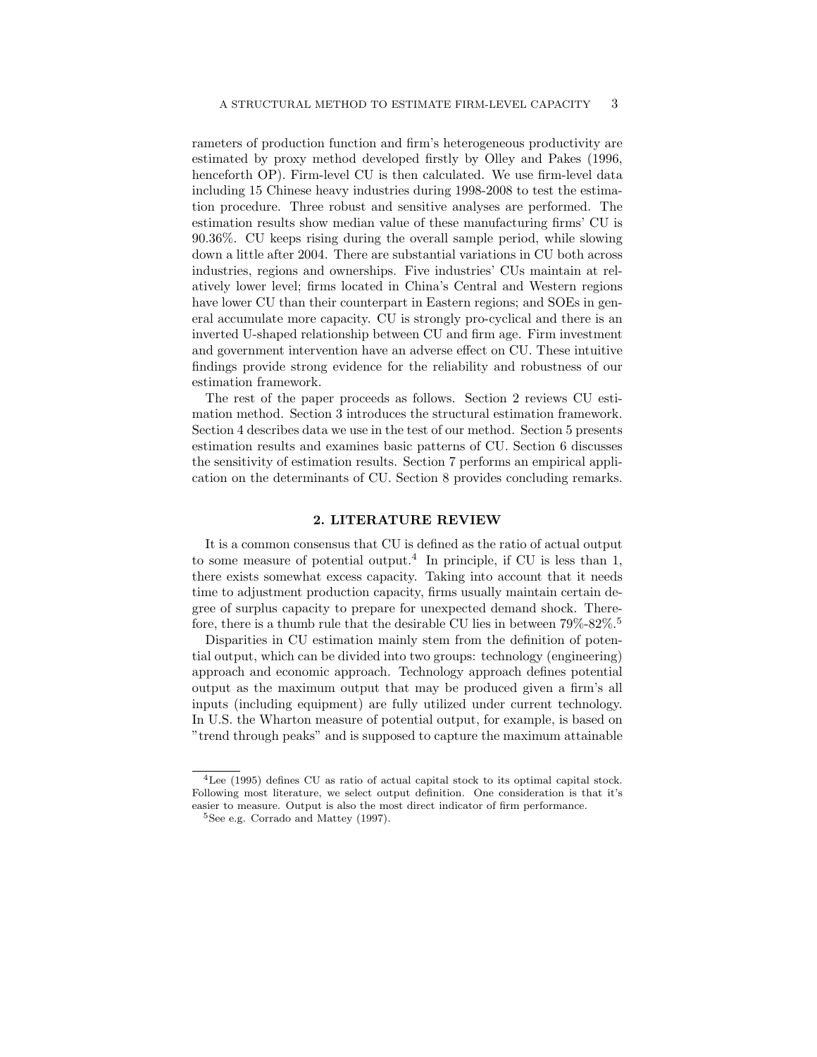rameters of production function and firm's heterogeneous productivity are estimated by proxy method developed firstly by Olley and Pakes (1996, henceforth OP). Firm-level CU is then calculated. We use firm-level data including 15 Chinese heavy industries during 1998-2008 to test the estimation procedure. Three robust and sensitive analyses are performed. The estimation results show median value of these manufacturing firms' CU is 90.36%. CU keeps rising during the overall sample period, while slowing down a little after 2004. There are substantial variations in CU both across industries, regions and ownerships. Five industries' CUs maintain at relatively lower level; firms located in China's Central and Western regions have lower CU than their counterpart in Eastern regions; and SOEs in general accumulate more capacity. CU is strongly pro-cyclical and there is an inverted U-shaped relationship between CU and firm age. Firm investment and government intervention have an adverse effect on CU. These intuitive findings provide strong evidence for the reliability and robustness of our estimation framework.

The rest of the paper proceeds as follows. Section 2 reviews CU estimation method. Section 3 introduces the structural estimation framework. Section 4 describes data we use in the test of our method. Section 5 presents estimation results and examines basic patterns of CU. Section 6 discusses the sensitivity of estimation results. Section 7 performs an empirical application on the determinants of CU. Section 8 provides concluding remarks.

## 2. LITERATURE REVIEW

It is a common consensus that CU is defined as the ratio of actual output to some measure of potential output.[4] In principle, if CU is less than 1, there exists somewhat excess capacity. Taking into account that it needs time to adjustment production capacity, firms usually maintain certain degree of surplus capacity to prepare for unexpected demand shock. Therefore, there is a thumb rule that the desirable CU lies in between 79%-82%.[5]

Disparities in CU estimation mainly stem from the definition of potential output, which can be divided into two groups: technology (engineering) approach and economic approach. Technology approach defines potential output as the maximum output that may be produced given a firm's all inputs (including equipment) are fully utilized under current technology. In U.S. the Wharton measure of potential output, for example, is based on "trend through peaks" and is supposed to capture the maximum attainable

[4] Lee (1995) defines CU as ratio of actual capital stock to its optimal capital stock. Following most literature, we select output definition. One consideration is that it's easier to measure. Output is also the most direct indicator of firm performance.

[5] See e.g. Corrado and Mattey (1997).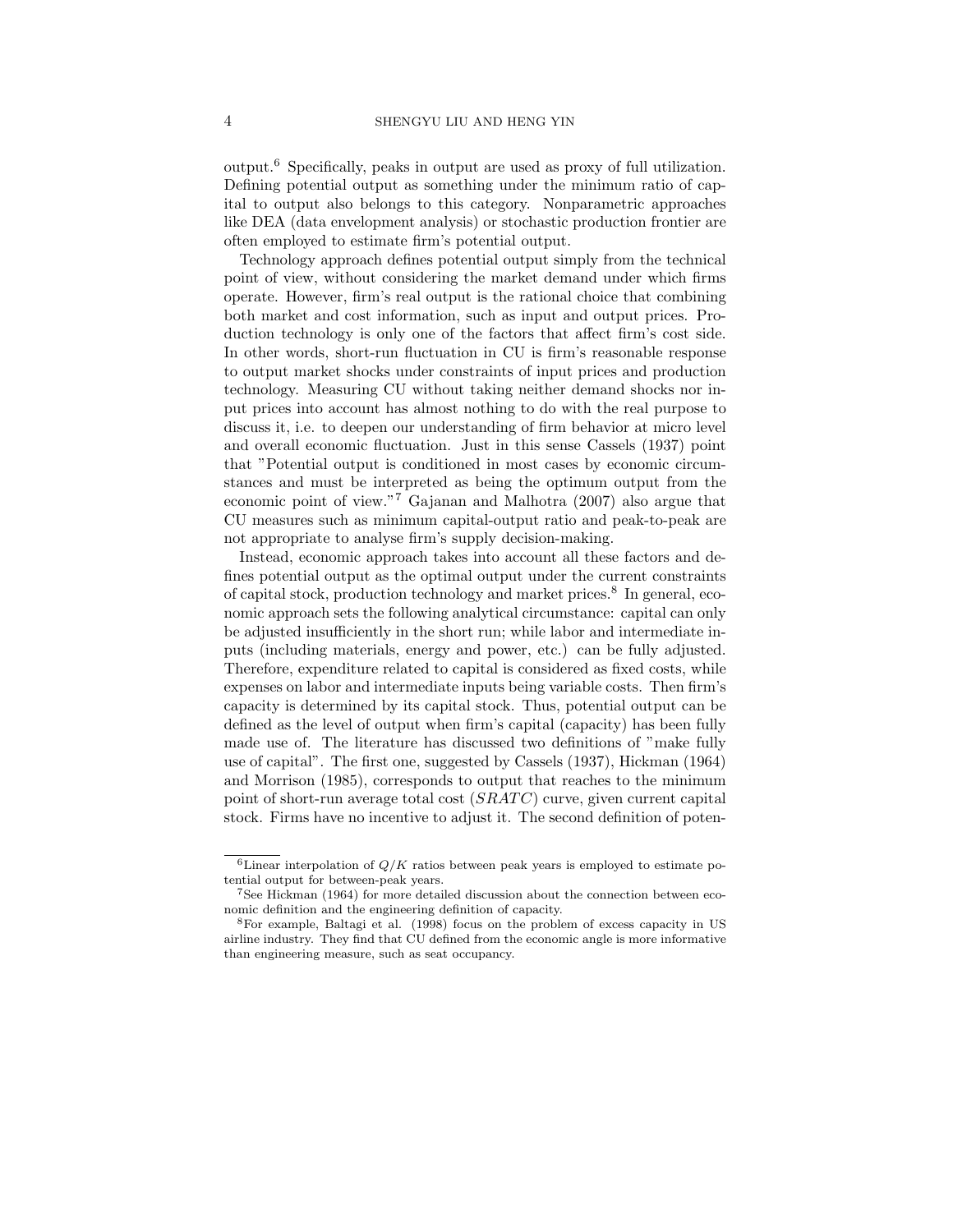output.[6] Specifically, peaks in output are used as proxy of full utilization. Defining potential output as something under the minimum ratio of capital to output also belongs to this category. Nonparametric approaches like DEA (data envelopment analysis) or stochastic production frontier are often employed to estimate firm's potential output.

Technology approach defines potential output simply from the technical point of view, without considering the market demand under which firms operate. However, firm's real output is the rational choice that combining both market and cost information, such as input and output prices. Production technology is only one of the factors that affect firm's cost side. In other words, short-run fluctuation in CU is firm's reasonable response to output market shocks under constraints of input prices and production technology. Measuring CU without taking neither demand shocks nor input prices into account has almost nothing to do with the real purpose to discuss it, i.e. to deepen our understanding of firm behavior at micro level and overall economic fluctuation. Just in this sense Cassels (1937) point that "Potential output is conditioned in most cases by economic circumstances and must be interpreted as being the optimum output from the economic point of view."[7] Gajanan and Malhotra (2007) also argue that CU measures such as minimum capital-output ratio and peak-to-peak are not appropriate to analyse firm's supply decision-making.

Instead, economic approach takes into account all these factors and defines potential output as the optimal output under the current constraints of capital stock, production technology and market prices.[8] In general, economic approach sets the following analytical circumstance: capital can only be adjusted insufficiently in the short run; while labor and intermediate inputs (including materials, energy and power, etc.) can be fully adjusted. Therefore, expenditure related to capital is considered as fixed costs, while expenses on labor and intermediate inputs being variable costs. Then firm's capacity is determined by its capital stock. Thus, potential output can be defined as the level of output when firm's capital (capacity) has been fully made use of. The literature has discussed two definitions of "make fully use of capital". The first one, suggested by Cassels (1937), Hickman (1964) and Morrison (1985), corresponds to output that reaches to the minimum point of short-run average total cost ($SRATC$) curve, given current capital stock. Firms have no incentive to adjust it. The second definition of poten-

---

[6] Linear interpolation of $Q/K$ ratios between peak years is employed to estimate potential output for between-peak years.

[7] See Hickman (1964) for more detailed discussion about the connection between economic definition and the engineering definition of capacity.

[8] For example, Baltagi et al. (1998) focus on the problem of excess capacity in US airline industry. They find that CU defined from the economic angle is more informative than engineering measure, such as seat occupancy.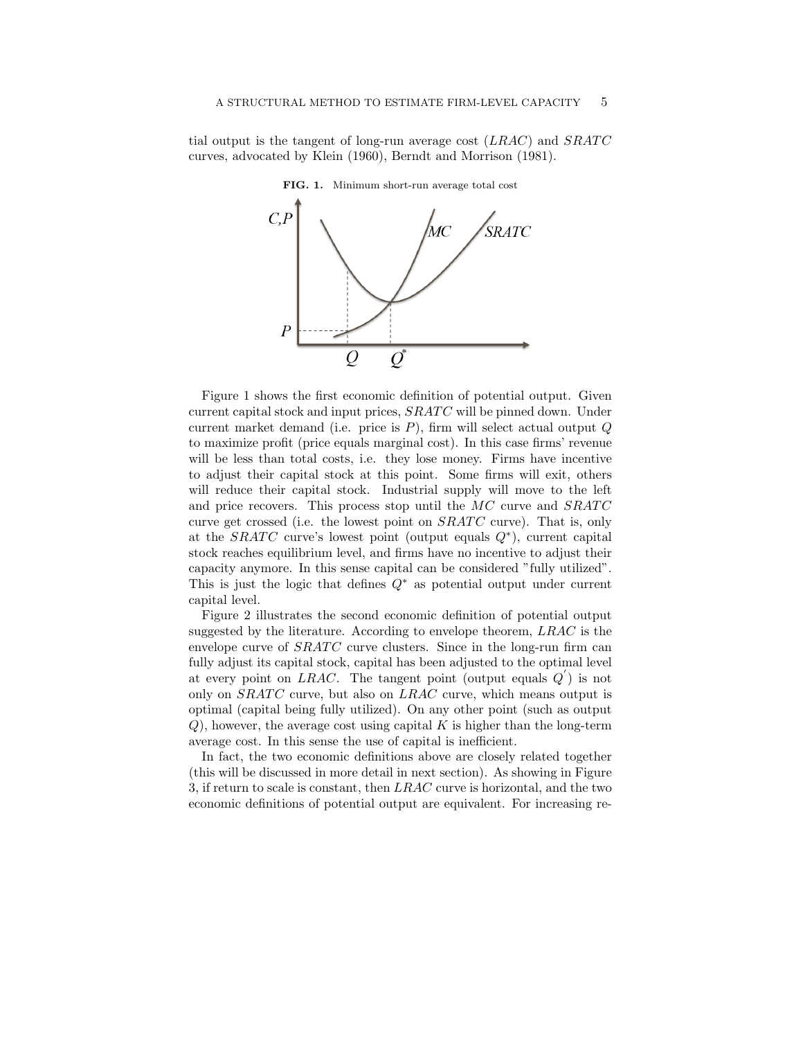tial output is the tangent of long-run average cost ($LRAC$) and $SRATC$ curves, advocated by Klein (1960), Berndt and Morrison (1981).

**FIG. 1.** Minimum short-run average total cost

Figure 1 shows the first economic definition of potential output. Given current capital stock and input prices, $SRATC$ will be pinned down. Under current market demand (i.e. price is $P$), firm will select actual output $Q$ to maximize profit (price equals marginal cost). In this case firms' revenue will be less than total costs, i.e. they lose money. Firms have incentive to adjust their capital stock at this point. Some firms will exit, others will reduce their capital stock. Industrial supply will move to the left and price recovers. This process stop until the $MC$ curve and $SRATC$ curve get crossed (i.e. the lowest point on $SRATC$ curve). That is, only at the $SRATC$ curve's lowest point (output equals $Q^*$), current capital stock reaches equilibrium level, and firms have no incentive to adjust their capacity anymore. In this sense capital can be considered "fully utilized". This is just the logic that defines $Q^*$ as potential output under current capital level.

Figure 2 illustrates the second economic definition of potential output suggested by the literature. According to envelope theorem, $LRAC$ is the envelope curve of $SRATC$ curve clusters. Since in the long-run firm can fully adjust its capital stock, capital has been adjusted to the optimal level at every point on $LRAC$. The tangent point (output equals $Q^{'}$) is not only on $SRATC$ curve, but also on $LRAC$ curve, which means output is optimal (capital being fully utilized). On any other point (such as output $Q$), however, the average cost using capital $K$ is higher than the long-term average cost. In this sense the use of capital is inefficient.

In fact, the two economic definitions above are closely related together (this will be discussed in more detail in next section). As showing in Figure 3, if return to scale is constant, then $LRAC$ curve is horizontal, and the two economic definitions of potential output are equivalent. For increasing re-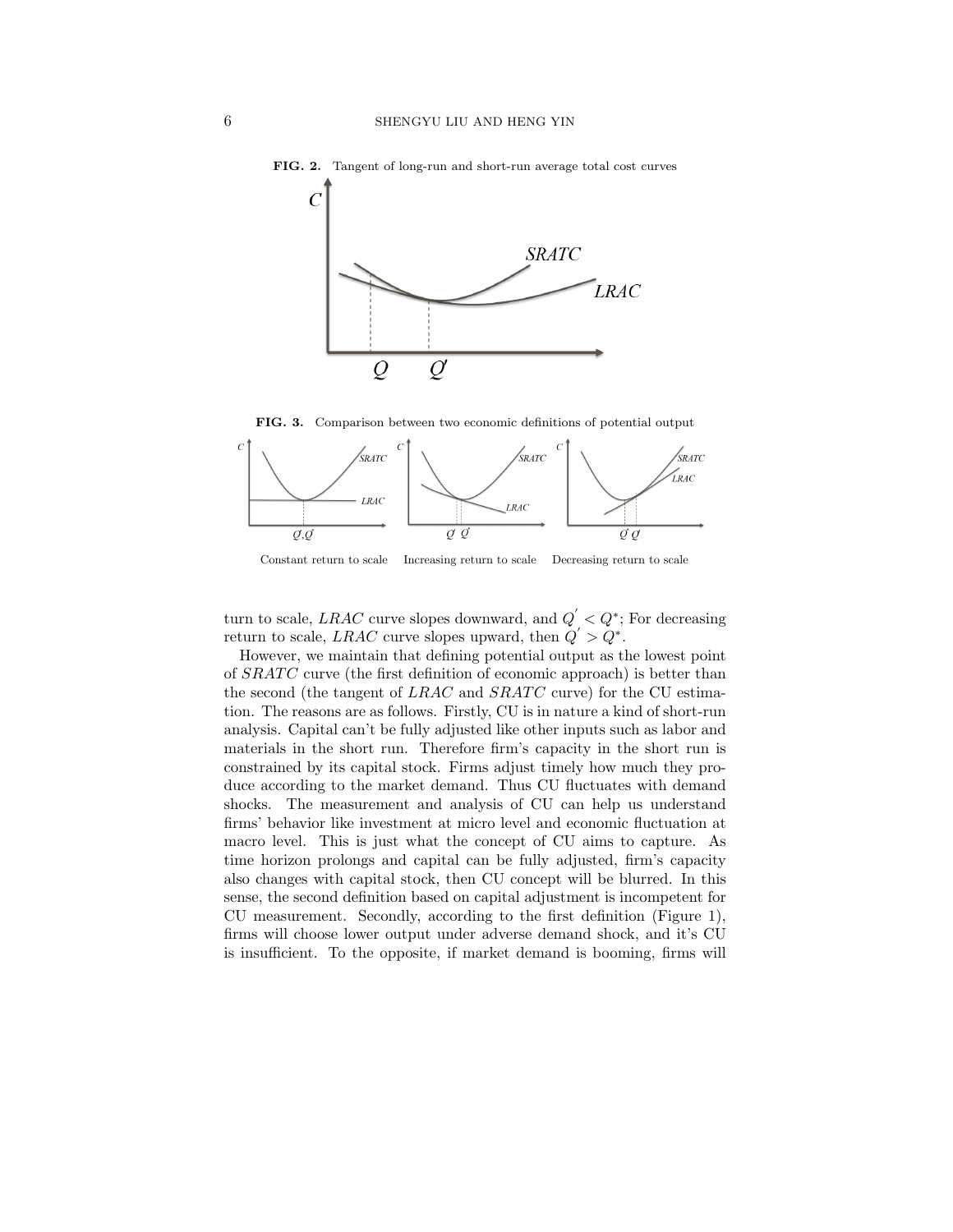**FIG. 2.** Tangent of long-run and short-run average total cost curves

**FIG. 3.** Comparison between two economic definitions of potential output

Constant return to scale    Increasing return to scale    Decreasing return to scale

turn to scale, $LRAC$ curve slopes downward, and $Q^{'} < Q^{*}$; For decreasing return to scale, $LRAC$ curve slopes upward, then $Q^{'} > Q^{*}$.

However, we maintain that defining potential output as the lowest point of $SRATC$ curve (the first definition of economic approach) is better than the second (the tangent of $LRAC$ and $SRATC$ curve) for the CU estimation. The reasons are as follows. Firstly, CU is in nature a kind of short-run analysis. Capital can't be fully adjusted like other inputs such as labor and materials in the short run. Therefore firm's capacity in the short run is constrained by its capital stock. Firms adjust timely how much they produce according to the market demand. Thus CU fluctuates with demand shocks. The measurement and analysis of CU can help us understand firms' behavior like investment at micro level and economic fluctuation at macro level. This is just what the concept of CU aims to capture. As time horizon prolongs and capital can be fully adjusted, firm's capacity also changes with capital stock, then CU concept will be blurred. In this sense, the second definition based on capital adjustment is incompetent for CU measurement. Secondly, according to the first definition (Figure 1), firms will choose lower output under adverse demand shock, and it's CU is insufficient. To the opposite, if market demand is booming, firms will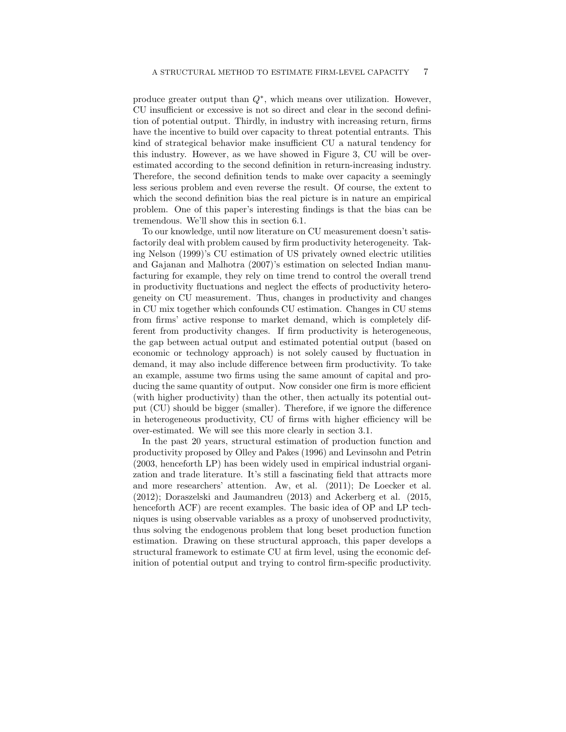produce greater output than $Q^*$, which means over utilization. However, CU insufficient or excessive is not so direct and clear in the second definition of potential output. Thirdly, in industry with increasing return, firms have the incentive to build over capacity to threat potential entrants. This kind of strategical behavior make insufficient CU a natural tendency for this industry. However, as we have showed in Figure 3, CU will be over-estimated according to the second definition in return-increasing industry. Therefore, the second definition tends to make over capacity a seemingly less serious problem and even reverse the result. Of course, the extent to which the second definition bias the real picture is in nature an empirical problem. One of this paper's interesting findings is that the bias can be tremendous. We'll show this in section 6.1.

To our knowledge, until now literature on CU measurement doesn't satisfactorily deal with problem caused by firm productivity heterogeneity. Taking Nelson (1999)'s CU estimation of US privately owned electric utilities and Gajanan and Malhotra (2007)'s estimation on selected Indian manufacturing for example, they rely on time trend to control the overall trend in productivity fluctuations and neglect the effects of productivity heterogeneity on CU measurement. Thus, changes in productivity and changes in CU mix together which confounds CU estimation. Changes in CU stems from firms' active response to market demand, which is completely different from productivity changes. If firm productivity is heterogeneous, the gap between actual output and estimated potential output (based on economic or technology approach) is not solely caused by fluctuation in demand, it may also include difference between firm productivity. To take an example, assume two firms using the same amount of capital and producing the same quantity of output. Now consider one firm is more efficient (with higher productivity) than the other, then actually its potential output (CU) should be bigger (smaller). Therefore, if we ignore the difference in heterogeneous productivity, CU of firms with higher efficiency will be over-estimated. We will see this more clearly in section 3.1.

In the past 20 years, structural estimation of production function and productivity proposed by Olley and Pakes (1996) and Levinsohn and Petrin (2003, henceforth LP) has been widely used in empirical industrial organization and trade literature. It's still a fascinating field that attracts more and more researchers' attention. Aw, et al. (2011); De Loecker et al. (2012); Doraszelski and Jaumandreu (2013) and Ackerberg et al. (2015, henceforth ACF) are recent examples. The basic idea of OP and LP techniques is using observable variables as a proxy of unobserved productivity, thus solving the endogenous problem that long beset production function estimation. Drawing on these structural approach, this paper develops a structural framework to estimate CU at firm level, using the economic definition of potential output and trying to control firm-specific productivity.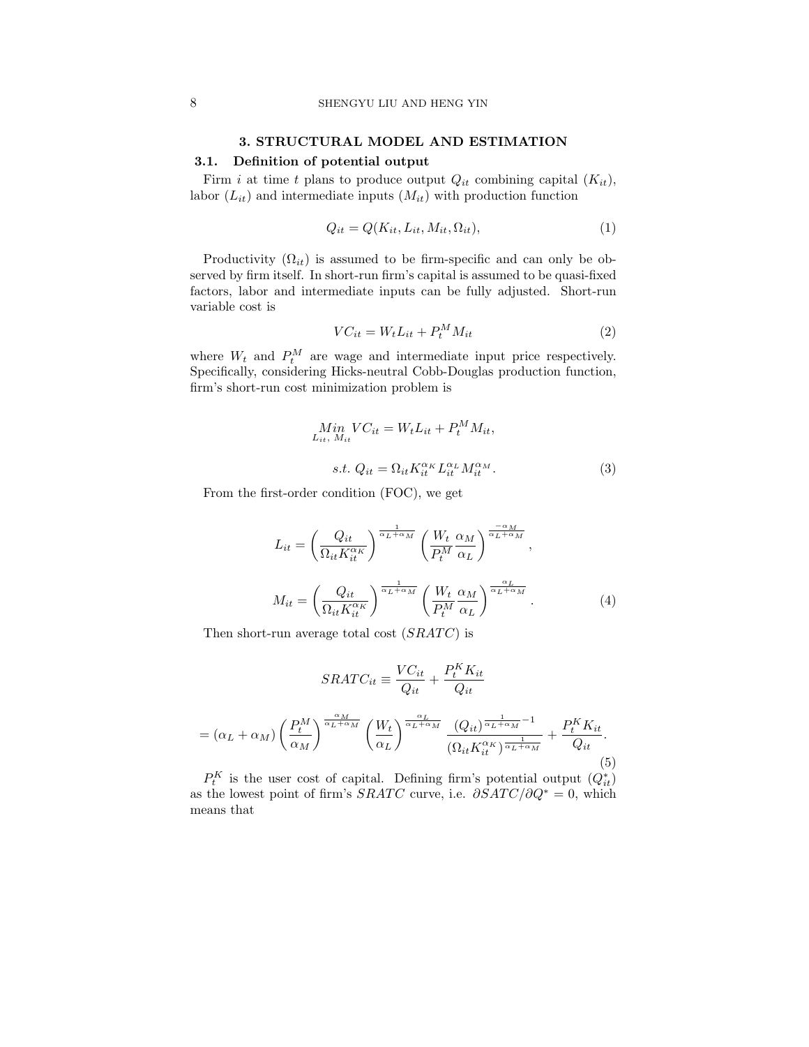## 3. STRUCTURAL MODEL AND ESTIMATION

### 3.1. Definition of potential output

Firm $i$ at time $t$ plans to produce output $Q_{it}$ combining capital ($K_{it}$), labor ($L_{it}$) and intermediate inputs ($M_{it}$) with production function

$$Q_{it} = Q(K_{it}, L_{it}, M_{it}, \Omega_{it}), \tag{1}$$

Productivity ($\Omega_{it}$) is assumed to be firm-specific and can only be observed by firm itself. In short-run firm's capital is assumed to be quasi-fixed factors, labor and intermediate inputs can be fully adjusted. Short-run variable cost is

$$VC_{it} = W_t L_{it} + P_t^M M_{it} \tag{2}$$

where $W_t$ and $P_t^M$ are wage and intermediate input price respectively. Specifically, considering Hicks-neutral Cobb-Douglas production function, firm's short-run cost minimization problem is

$$\begin{aligned} &\underset{L_{it},\, M_{it}}{Min}\; VC_{it} = W_t L_{it} + P_t^M M_{it}, \\ &s.t.\; Q_{it} = \Omega_{it} K_{it}^{\alpha_K} L_{it}^{\alpha_L} M_{it}^{\alpha_M}. \end{aligned} \tag{3}$$

From the first-order condition (FOC), we get

$$\begin{aligned} L_{it} &= \left( \frac{Q_{it}}{\Omega_{it} K_{it}^{\alpha_K}} \right)^{\frac{1}{\alpha_L + \alpha_M}} \left( \frac{W_t}{P_t^M} \frac{\alpha_M}{\alpha_L} \right)^{\frac{-\alpha_M}{\alpha_L + \alpha_M}}, \\ M_{it} &= \left( \frac{Q_{it}}{\Omega_{it} K_{it}^{\alpha_K}} \right)^{\frac{1}{\alpha_L + \alpha_M}} \left( \frac{W_t}{P_t^M} \frac{\alpha_M}{\alpha_L} \right)^{\frac{\alpha_L}{\alpha_L + \alpha_M}}. \end{aligned} \tag{4}$$

Then short-run average total cost ($SRATC$) is

$$\begin{aligned} SRATC_{it} &\equiv \frac{VC_{it}}{Q_{it}} + \frac{P_t^K K_{it}}{Q_{it}} \\ &= (\alpha_L + \alpha_M) \left( \frac{P_t^M}{\alpha_M} \right)^{\frac{\alpha_M}{\alpha_L + \alpha_M}} \left( \frac{W_t}{\alpha_L} \right)^{\frac{\alpha_L}{\alpha_L + \alpha_M}} \frac{(Q_{it})^{\frac{1}{\alpha_L + \alpha_M} - 1}}{(\Omega_{it} K_{it}^{\alpha_K})^{\frac{1}{\alpha_L + \alpha_M}}} + \frac{P_t^K K_{it}}{Q_{it}}. \end{aligned} \tag{5}$$

$P_t^K$ is the user cost of capital. Defining firm's potential output ($Q_{it}^*$) as the lowest point of firm's $SRATC$ curve, i.e. $\partial SATC / \partial Q^* = 0$, which means that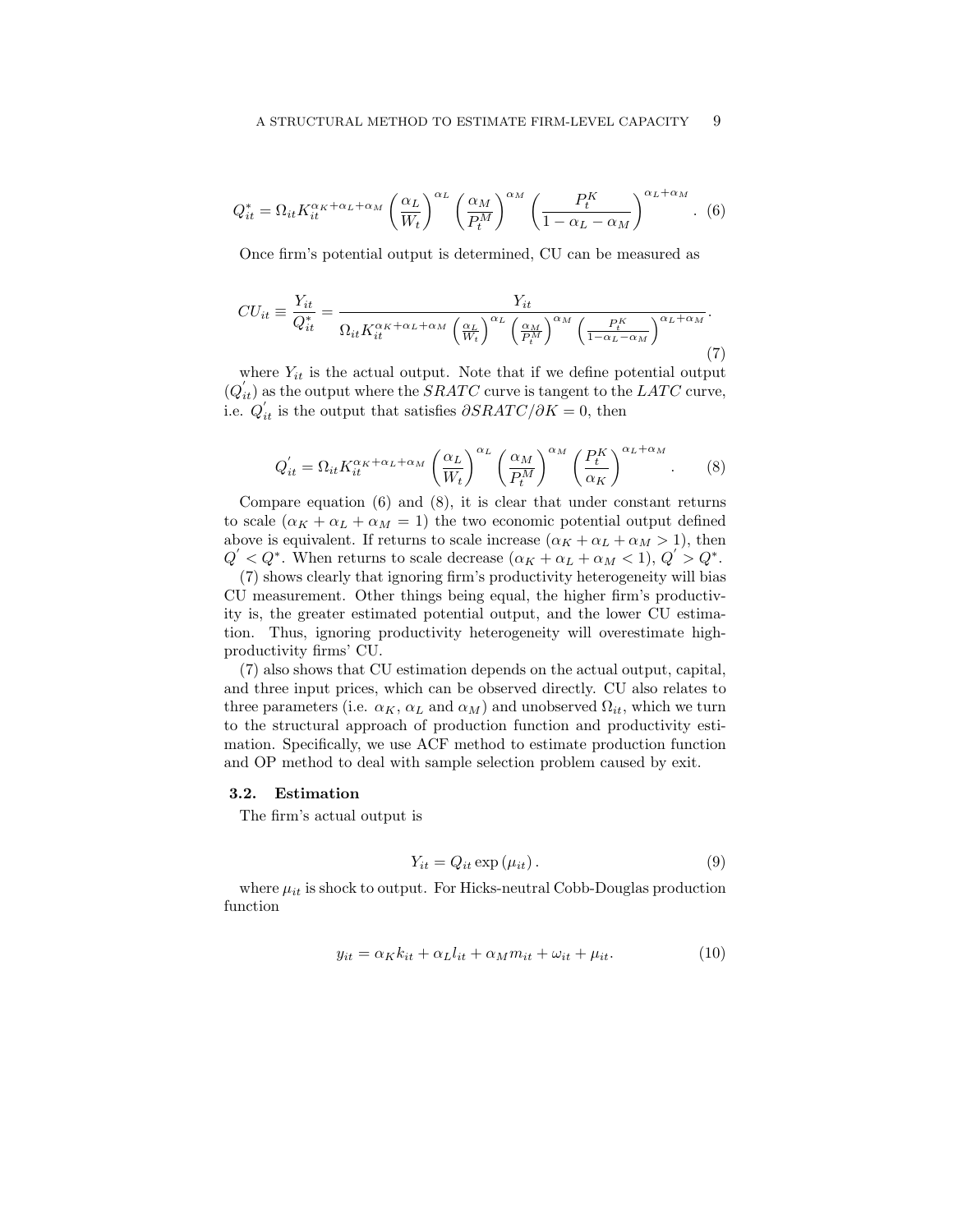$$Q^*_{it} = \Omega_{it} K_{it}^{\alpha_K+\alpha_L+\alpha_M} \left(\frac{\alpha_L}{W_t}\right)^{\alpha_L} \left(\frac{\alpha_M}{P_t^M}\right)^{\alpha_M} \left(\frac{P_t^K}{1-\alpha_L-\alpha_M}\right)^{\alpha_L+\alpha_M}. \quad (6)$$

Once firm's potential output is determined, CU can be measured as

$$CU_{it} \equiv \frac{Y_{it}}{Q^*_{it}} = \frac{Y_{it}}{\Omega_{it} K_{it}^{\alpha_K+\alpha_L+\alpha_M} \left(\frac{\alpha_L}{W_t}\right)^{\alpha_L} \left(\frac{\alpha_M}{P_t^M}\right)^{\alpha_M} \left(\frac{P_t^K}{1-\alpha_L-\alpha_M}\right)^{\alpha_L+\alpha_M}}. \quad (7)$$

where $Y_{it}$ is the actual output. Note that if we define potential output ($Q^{'}_{it}$) as the output where the $SRATC$ curve is tangent to the $LATC$ curve, i.e. $Q^{'}_{it}$ is the output that satisfies $\partial SRATC/\partial K = 0$, then

$$Q^{'}_{it} = \Omega_{it} K_{it}^{\alpha_K+\alpha_L+\alpha_M} \left(\frac{\alpha_L}{W_t}\right)^{\alpha_L} \left(\frac{\alpha_M}{P_t^M}\right)^{\alpha_M} \left(\frac{P_t^K}{\alpha_K}\right)^{\alpha_L+\alpha_M}. \quad (8)$$

Compare equation (6) and (8), it is clear that under constant returns to scale ($\alpha_K + \alpha_L + \alpha_M = 1$) the two economic potential output defined above is equivalent. If returns to scale increase ($\alpha_K + \alpha_L + \alpha_M > 1$), then $Q^{'} < Q^*$. When returns to scale decrease ($\alpha_K + \alpha_L + \alpha_M < 1$), $Q^{'} > Q^*$.

(7) shows clearly that ignoring firm's productivity heterogeneity will bias CU measurement. Other things being equal, the higher firm's productivity is, the greater estimated potential output, and the lower CU estimation. Thus, ignoring productivity heterogeneity will overestimate high-productivity firms' CU.

(7) also shows that CU estimation depends on the actual output, capital, and three input prices, which can be observed directly. CU also relates to three parameters (i.e. $\alpha_K$, $\alpha_L$ and $\alpha_M$) and unobserved $\Omega_{it}$, which we turn to the structural approach of production function and productivity estimation. Specifically, we use ACF method to estimate production function and OP method to deal with sample selection problem caused by exit.

### 3.2. Estimation

The firm's actual output is

$$Y_{it} = Q_{it} \exp(\mu_{it}). \quad (9)$$

where $\mu_{it}$ is shock to output. For Hicks-neutral Cobb-Douglas production function

$$y_{it} = \alpha_K k_{it} + \alpha_L l_{it} + \alpha_M m_{it} + \omega_{it} + \mu_{it}. \quad (10)$$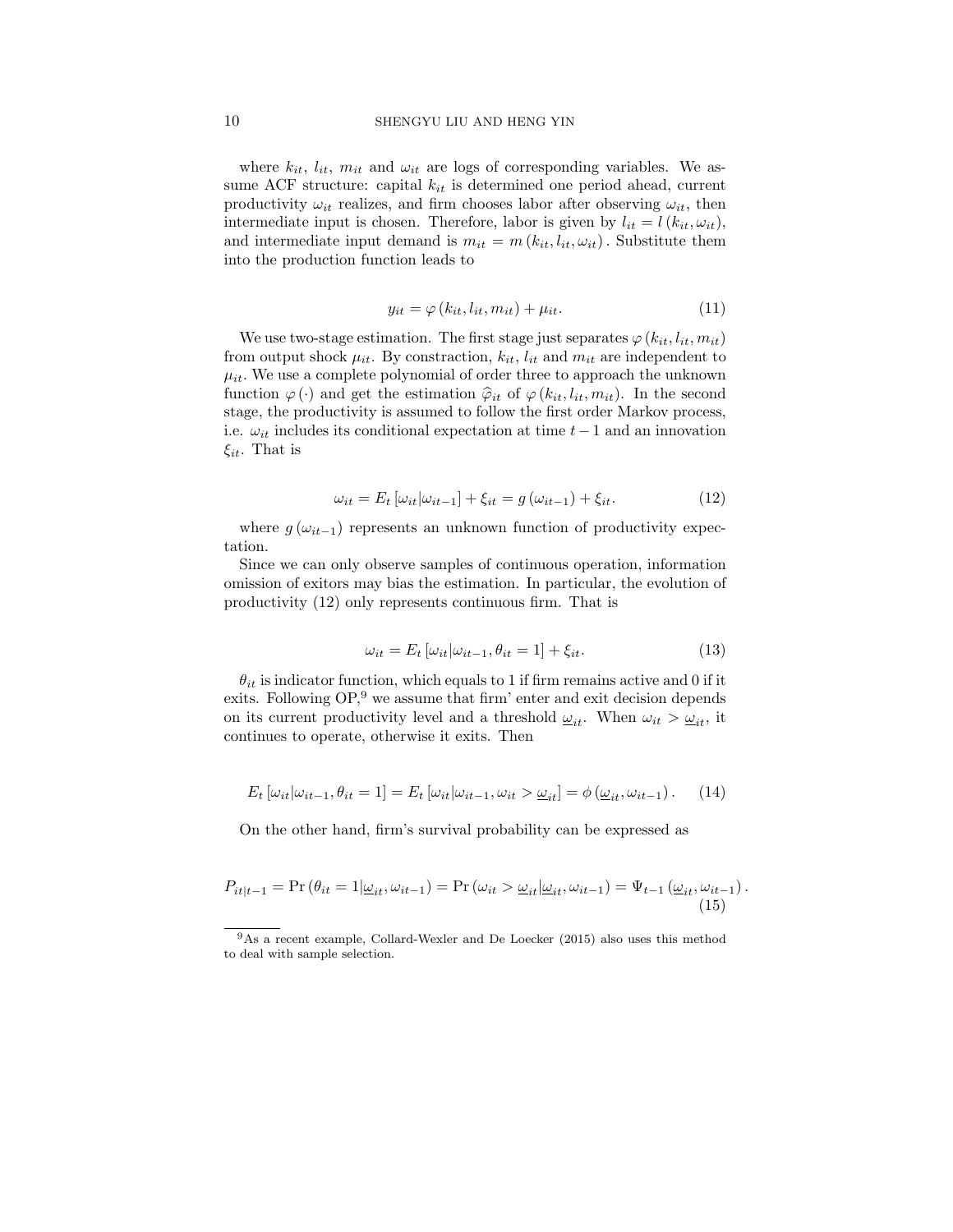where $k_{it}$, $l_{it}$, $m_{it}$ and $\omega_{it}$ are logs of corresponding variables. We assume ACF structure: capital $k_{it}$ is determined one period ahead, current productivity $\omega_{it}$ realizes, and firm chooses labor after observing $\omega_{it}$, then intermediate input is chosen. Therefore, labor is given by $l_{it} = l\left(k_{it}, \omega_{it}\right)$, and intermediate input demand is $m_{it} = m\left(k_{it}, l_{it}, \omega_{it}\right)$. Substitute them into the production function leads to

$$y_{it} = \varphi\left(k_{it}, l_{it}, m_{it}\right) + \mu_{it}. \tag{11}$$

We use two-stage estimation. The first stage just separates $\varphi\left(k_{it}, l_{it}, m_{it}\right)$ from output shock $\mu_{it}$. By constraction, $k_{it}$, $l_{it}$ and $m_{it}$ are independent to $\mu_{it}$. We use a complete polynomial of order three to approach the unknown function $\varphi\left(\cdot\right)$ and get the estimation $\widehat{\varphi}_{it}$ of $\varphi\left(k_{it}, l_{it}, m_{it}\right)$. In the second stage, the productivity is assumed to follow the first order Markov process, i.e. $\omega_{it}$ includes its conditional expectation at time $t-1$ and an innovation $\xi_{it}$. That is

$$\omega_{it} = E_t\left[\omega_{it}|\omega_{it-1}\right] + \xi_{it} = g\left(\omega_{it-1}\right) + \xi_{it}. \tag{12}$$

where $g\left(\omega_{it-1}\right)$ represents an unknown function of productivity expectation.

Since we can only observe samples of continuous operation, information omission of exitors may bias the estimation. In particular, the evolution of productivity (12) only represents continuous firm. That is

$$\omega_{it} = E_t\left[\omega_{it}|\omega_{it-1}, \theta_{it} = 1\right] + \xi_{it}. \tag{13}$$

$\theta_{it}$ is indicator function, which equals to 1 if firm remains active and 0 if it exits. Following OP,[9] we assume that firm' enter and exit decision depends on its current productivity level and a threshold $\underline{\omega}_{it}$. When $\omega_{it} > \underline{\omega}_{it}$, it continues to operate, otherwise it exits. Then

$$E_t\left[\omega_{it}|\omega_{it-1}, \theta_{it} = 1\right] = E_t\left[\omega_{it}|\omega_{it-1}, \omega_{it} > \underline{\omega}_{it}\right] = \phi\left(\underline{\omega}_{it}, \omega_{it-1}\right). \tag{14}$$

On the other hand, firm's survival probability can be expressed as

$$P_{it|t-1} = \Pr\left(\theta_{it} = 1|\underline{\omega}_{it}, \omega_{it-1}\right) = \Pr\left(\omega_{it} > \underline{\omega}_{it}|\underline{\omega}_{it}, \omega_{it-1}\right) = \Psi_{t-1}\left(\underline{\omega}_{it}, \omega_{it-1}\right). \tag{15}$$

[9] As a recent example, Collard-Wexler and De Loecker (2015) also uses this method to deal with sample selection.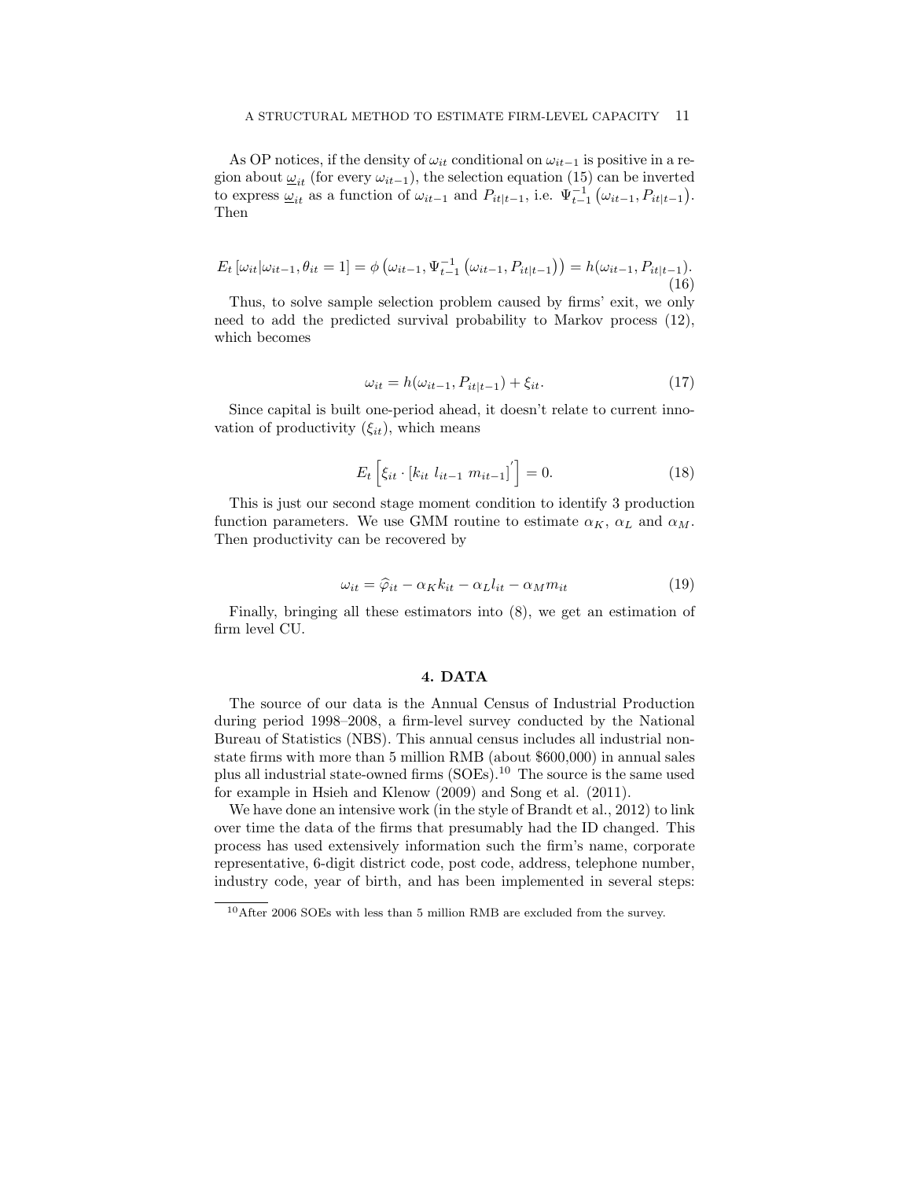As OP notices, if the density of $\omega_{it}$ conditional on $\omega_{it-1}$ is positive in a region about $\underline{\omega}_{it}$ (for every $\omega_{it-1}$), the selection equation (15) can be inverted to express $\underline{\omega}_{it}$ as a function of $\omega_{it-1}$ and $P_{it|t-1}$, i.e. $\Psi_{t-1}^{-1}\left(\omega_{it-1}, P_{it|t-1}\right)$. Then

$$E_t\left[\omega_{it}|\omega_{it-1}, \theta_{it}=1\right] = \phi\left(\omega_{it-1}, \Psi_{t-1}^{-1}\left(\omega_{it-1}, P_{it|t-1}\right)\right) = h(\omega_{it-1}, P_{it|t-1}). \tag{16}$$

Thus, to solve sample selection problem caused by firms' exit, we only need to add the predicted survival probability to Markov process (12), which becomes

$$\omega_{it} = h(\omega_{it-1}, P_{it|t-1}) + \xi_{it}. \tag{17}$$

Since capital is built one-period ahead, it doesn't relate to current innovation of productivity ($\xi_{it}$), which means

$$E_t\left[\xi_{it} \cdot \left[k_{it}\ l_{it-1}\ m_{it-1}\right]^{'}\right] = 0. \tag{18}$$

This is just our second stage moment condition to identify 3 production function parameters. We use GMM routine to estimate $\alpha_K$, $\alpha_L$ and $\alpha_M$. Then productivity can be recovered by

$$\omega_{it} = \widehat{\varphi}_{it} - \alpha_K k_{it} - \alpha_L l_{it} - \alpha_M m_{it} \tag{19}$$

Finally, bringing all these estimators into (8), we get an estimation of firm level CU.

## 4. DATA

The source of our data is the Annual Census of Industrial Production during period 1998–2008, a firm-level survey conducted by the National Bureau of Statistics (NBS). This annual census includes all industrial non-state firms with more than 5 million RMB (about \$600,000) in annual sales plus all industrial state-owned firms (SOEs).[10] The source is the same used for example in Hsieh and Klenow (2009) and Song et al. (2011).

We have done an intensive work (in the style of Brandt et al., 2012) to link over time the data of the firms that presumably had the ID changed. This process has used extensively information such the firm's name, corporate representative, 6-digit district code, post code, address, telephone number, industry code, year of birth, and has been implemented in several steps:

[10] After 2006 SOEs with less than 5 million RMB are excluded from the survey.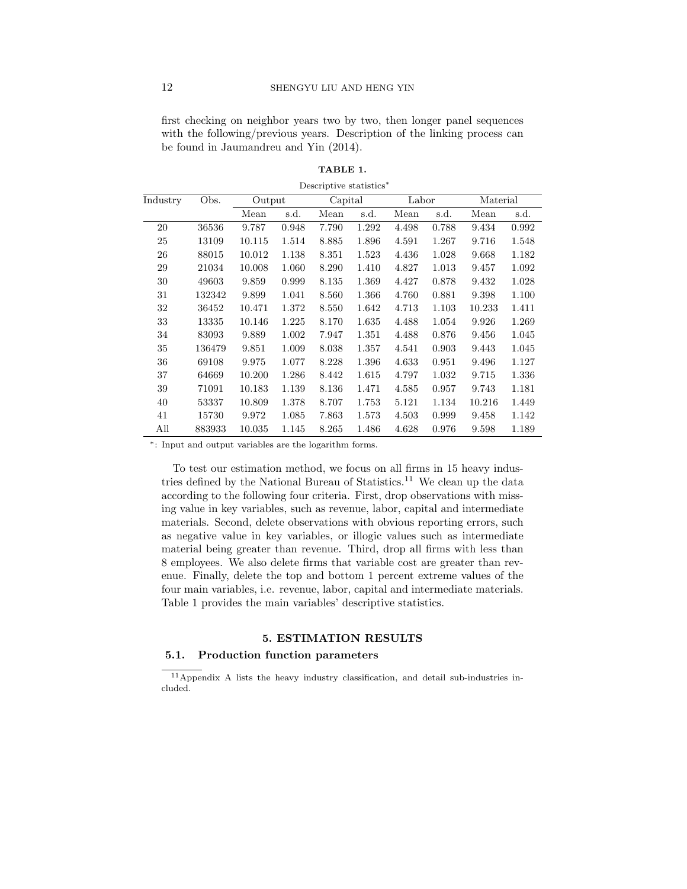first checking on neighbor years two by two, then longer panel sequences with the following/previous years. Description of the linking process can be found in Jaumandreu and Yin (2014).

**TABLE 1.**

Descriptive statistics*

| Industry | Obs. | Output | | Capital | | Labor | | Material | |
|---|---|---|---|---|---|---|---|---|---|
| | | Mean | s.d. | Mean | s.d. | Mean | s.d. | Mean | s.d. |
| 20 | 36536 | 9.787 | 0.948 | 7.790 | 1.292 | 4.498 | 0.788 | 9.434 | 0.992 |
| 25 | 13109 | 10.115 | 1.514 | 8.885 | 1.896 | 4.591 | 1.267 | 9.716 | 1.548 |
| 26 | 88015 | 10.012 | 1.138 | 8.351 | 1.523 | 4.436 | 1.028 | 9.668 | 1.182 |
| 29 | 21034 | 10.008 | 1.060 | 8.290 | 1.410 | 4.827 | 1.013 | 9.457 | 1.092 |
| 30 | 49603 | 9.859 | 0.999 | 8.135 | 1.369 | 4.427 | 0.878 | 9.432 | 1.028 |
| 31 | 132342 | 9.899 | 1.041 | 8.560 | 1.366 | 4.760 | 0.881 | 9.398 | 1.100 |
| 32 | 36452 | 10.471 | 1.372 | 8.550 | 1.642 | 4.713 | 1.103 | 10.233 | 1.411 |
| 33 | 13335 | 10.146 | 1.225 | 8.170 | 1.635 | 4.488 | 1.054 | 9.926 | 1.269 |
| 34 | 83093 | 9.889 | 1.002 | 7.947 | 1.351 | 4.488 | 0.876 | 9.456 | 1.045 |
| 35 | 136479 | 9.851 | 1.009 | 8.038 | 1.357 | 4.541 | 0.903 | 9.443 | 1.045 |
| 36 | 69108 | 9.975 | 1.077 | 8.228 | 1.396 | 4.633 | 0.951 | 9.496 | 1.127 |
| 37 | 64669 | 10.200 | 1.286 | 8.442 | 1.615 | 4.797 | 1.032 | 9.715 | 1.336 |
| 39 | 71091 | 10.183 | 1.139 | 8.136 | 1.471 | 4.585 | 0.957 | 9.743 | 1.181 |
| 40 | 53337 | 10.809 | 1.378 | 8.707 | 1.753 | 5.121 | 1.134 | 10.216 | 1.449 |
| 41 | 15730 | 9.972 | 1.085 | 7.863 | 1.573 | 4.503 | 0.999 | 9.458 | 1.142 |
| All | 883933 | 10.035 | 1.145 | 8.265 | 1.486 | 4.628 | 0.976 | 9.598 | 1.189 |

*: Input and output variables are the logarithm forms.

To test our estimation method, we focus on all firms in 15 heavy industries defined by the National Bureau of Statistics.[11] We clean up the data according to the following four criteria. First, drop observations with missing value in key variables, such as revenue, labor, capital and intermediate materials. Second, delete observations with obvious reporting errors, such as negative value in key variables, or illogic values such as intermediate material being greater than revenue. Third, drop all firms with less than 8 employees. We also delete firms that variable cost are greater than revenue. Finally, delete the top and bottom 1 percent extreme values of the four main variables, i.e. revenue, labor, capital and intermediate materials. Table 1 provides the main variables' descriptive statistics.

## 5. ESTIMATION RESULTS

### 5.1. Production function parameters

[11] Appendix A lists the heavy industry classification, and detail sub-industries included.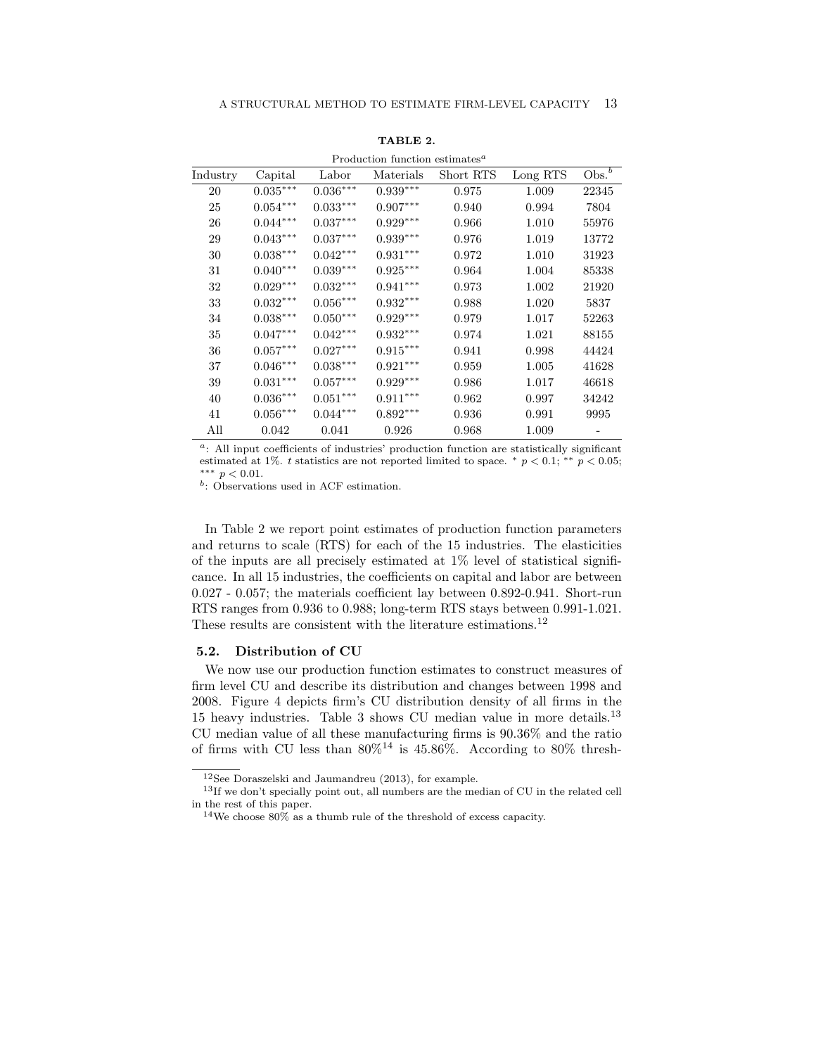**TABLE 2.**

Production function estimates[a]

| Industry | Capital | Labor | Materials | Short RTS | Long RTS | Obs.[b] |
|---|---|---|---|---|---|---|
| 20 | $0.035^{***}$ | $0.036^{***}$ | $0.939^{***}$ | 0.975 | 1.009 | 22345 |
| 25 | $0.054^{***}$ | $0.033^{***}$ | $0.907^{***}$ | 0.940 | 0.994 | 7804 |
| 26 | $0.044^{***}$ | $0.037^{***}$ | $0.929^{***}$ | 0.966 | 1.010 | 55976 |
| 29 | $0.043^{***}$ | $0.037^{***}$ | $0.939^{***}$ | 0.976 | 1.019 | 13772 |
| 30 | $0.038^{***}$ | $0.042^{***}$ | $0.931^{***}$ | 0.972 | 1.010 | 31923 |
| 31 | $0.040^{***}$ | $0.039^{***}$ | $0.925^{***}$ | 0.964 | 1.004 | 85338 |
| 32 | $0.029^{***}$ | $0.032^{***}$ | $0.941^{***}$ | 0.973 | 1.002 | 21920 |
| 33 | $0.032^{***}$ | $0.056^{***}$ | $0.932^{***}$ | 0.988 | 1.020 | 5837 |
| 34 | $0.038^{***}$ | $0.050^{***}$ | $0.929^{***}$ | 0.979 | 1.017 | 52263 |
| 35 | $0.047^{***}$ | $0.042^{***}$ | $0.932^{***}$ | 0.974 | 1.021 | 88155 |
| 36 | $0.057^{***}$ | $0.027^{***}$ | $0.915^{***}$ | 0.941 | 0.998 | 44424 |
| 37 | $0.046^{***}$ | $0.038^{***}$ | $0.921^{***}$ | 0.959 | 1.005 | 41628 |
| 39 | $0.031^{***}$ | $0.057^{***}$ | $0.929^{***}$ | 0.986 | 1.017 | 46618 |
| 40 | $0.036^{***}$ | $0.051^{***}$ | $0.911^{***}$ | 0.962 | 0.997 | 34242 |
| 41 | $0.056^{***}$ | $0.044^{***}$ | $0.892^{***}$ | 0.936 | 0.991 | 9995 |
| All | 0.042 | 0.041 | 0.926 | 0.968 | 1.009 | - |

[a]: All input coefficients of industries' production function are statistically significant estimated at 1%. $t$ statistics are not reported limited to space. $^{*}$ $p < 0.1$; $^{**}$ $p < 0.05$; $^{***}$ $p < 0.01$.

[b]: Observations used in ACF estimation.

In Table 2 we report point estimates of production function parameters and returns to scale (RTS) for each of the 15 industries. The elasticities of the inputs are all precisely estimated at 1% level of statistical significance. In all 15 industries, the coefficients on capital and labor are between 0.027 - 0.057; the materials coefficient lay between 0.892-0.941. Short-run RTS ranges from 0.936 to 0.988; long-term RTS stays between 0.991-1.021. These results are consistent with the literature estimations.[12]

### 5.2. Distribution of CU

We now use our production function estimates to construct measures of firm level CU and describe its distribution and changes between 1998 and 2008. Figure 4 depicts firm's CU distribution density of all firms in the 15 heavy industries. Table 3 shows CU median value in more details.[13] CU median value of all these manufacturing firms is 90.36% and the ratio of firms with CU less than 80%[14] is 45.86%. According to 80% thresh-

[12]See Doraszelski and Jaumandreu (2013), for example.

[13]If we don't specially point out, all numbers are the median of CU in the related cell in the rest of this paper.

[14]We choose 80% as a thumb rule of the threshold of excess capacity.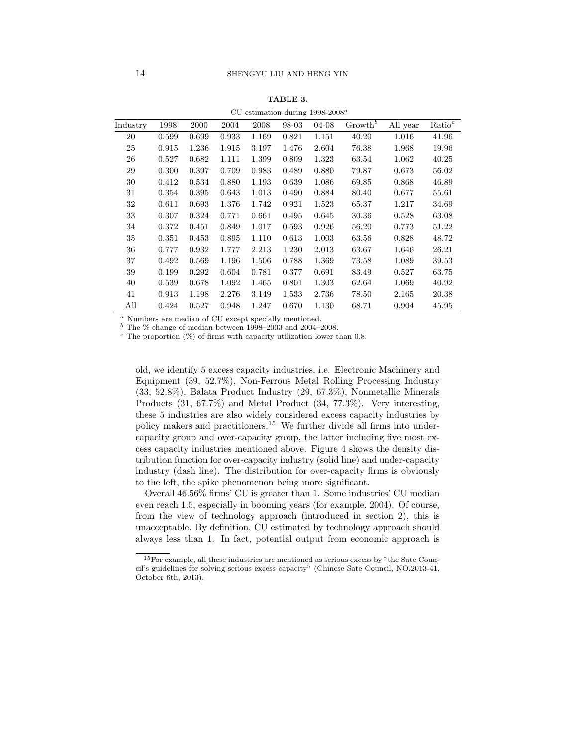**TABLE 3.**

CU estimation during 1998-2008[a]

| Industry | 1998 | 2000 | 2004 | 2008 | 98-03 | 04-08 | Growth[b] | All year | Ratio[c] |
|---|---|---|---|---|---|---|---|---|---|
| 20 | 0.599 | 0.699 | 0.933 | 1.169 | 0.821 | 1.151 | 40.20 | 1.016 | 41.96 |
| 25 | 0.915 | 1.236 | 1.915 | 3.197 | 1.476 | 2.604 | 76.38 | 1.968 | 19.96 |
| 26 | 0.527 | 0.682 | 1.111 | 1.399 | 0.809 | 1.323 | 63.54 | 1.062 | 40.25 |
| 29 | 0.300 | 0.397 | 0.709 | 0.983 | 0.489 | 0.880 | 79.87 | 0.673 | 56.02 |
| 30 | 0.412 | 0.534 | 0.880 | 1.193 | 0.639 | 1.086 | 69.85 | 0.868 | 46.89 |
| 31 | 0.354 | 0.395 | 0.643 | 1.013 | 0.490 | 0.884 | 80.40 | 0.677 | 55.61 |
| 32 | 0.611 | 0.693 | 1.376 | 1.742 | 0.921 | 1.523 | 65.37 | 1.217 | 34.69 |
| 33 | 0.307 | 0.324 | 0.771 | 0.661 | 0.495 | 0.645 | 30.36 | 0.528 | 63.08 |
| 34 | 0.372 | 0.451 | 0.849 | 1.017 | 0.593 | 0.926 | 56.20 | 0.773 | 51.22 |
| 35 | 0.351 | 0.453 | 0.895 | 1.110 | 0.613 | 1.003 | 63.56 | 0.828 | 48.72 |
| 36 | 0.777 | 0.932 | 1.777 | 2.213 | 1.230 | 2.013 | 63.67 | 1.646 | 26.21 |
| 37 | 0.492 | 0.569 | 1.196 | 1.506 | 0.788 | 1.369 | 73.58 | 1.089 | 39.53 |
| 39 | 0.199 | 0.292 | 0.604 | 0.781 | 0.377 | 0.691 | 83.49 | 0.527 | 63.75 |
| 40 | 0.539 | 0.678 | 1.092 | 1.465 | 0.801 | 1.303 | 62.64 | 1.069 | 40.92 |
| 41 | 0.913 | 1.198 | 2.276 | 3.149 | 1.533 | 2.736 | 78.50 | 2.165 | 20.38 |
| All | 0.424 | 0.527 | 0.948 | 1.247 | 0.670 | 1.130 | 68.71 | 0.904 | 45.95 |

[a] Numbers are median of CU except specially mentioned.
[b] The % change of median between 1998–2003 and 2004–2008.
[c] The proportion (%) of firms with capacity utilization lower than 0.8.

old, we identify 5 excess capacity industries, i.e. Electronic Machinery and Equipment (39, 52.7%), Non-Ferrous Metal Rolling Processing Industry (33, 52.8%), Balata Product Industry (29, 67.3%), Nonmetallic Minerals Products (31, 67.7%) and Metal Product (34, 77.3%). Very interesting, these 5 industries are also widely considered excess capacity industries by policy makers and practitioners.[15] We further divide all firms into under-capacity group and over-capacity group, the latter including five most excess capacity industries mentioned above. Figure 4 shows the density distribution function for over-capacity industry (solid line) and under-capacity industry (dash line). The distribution for over-capacity firms is obviously to the left, the spike phenomenon being more significant.

Overall 46.56% firms' CU is greater than 1. Some industries' CU median even reach 1.5, especially in booming years (for example, 2004). Of course, from the view of technology approach (introduced in section 2), this is unacceptable. By definition, CU estimated by technology approach should always less than 1. In fact, potential output from economic approach is

[15] For example, all these industries are mentioned as serious excess by "the Sate Council's guidelines for solving serious excess capacity" (Chinese Sate Council, NO.2013-41, October 6th, 2013).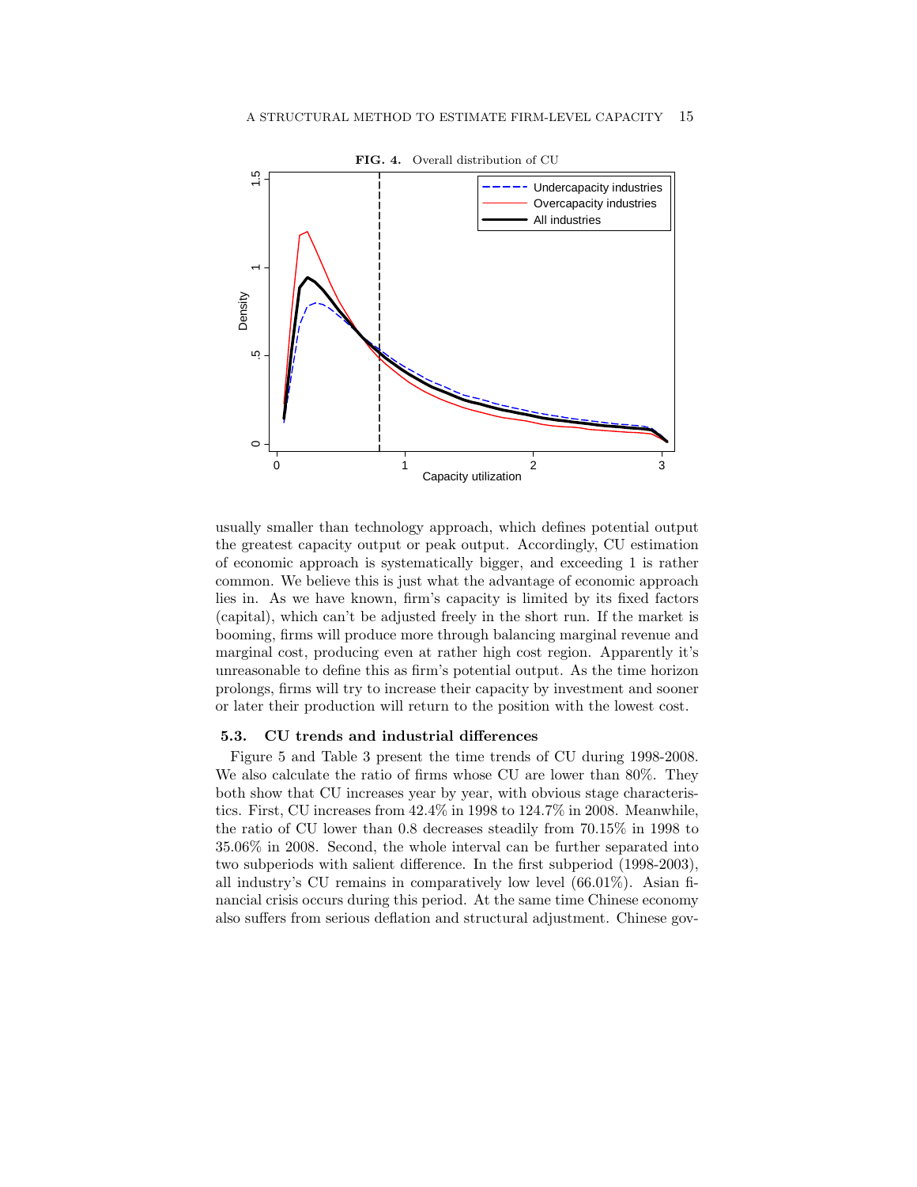**FIG. 4.** Overall distribution of CU

usually smaller than technology approach, which defines potential output the greatest capacity output or peak output. Accordingly, CU estimation of economic approach is systematically bigger, and exceeding 1 is rather common. We believe this is just what the advantage of economic approach lies in. As we have known, firm's capacity is limited by its fixed factors (capital), which can't be adjusted freely in the short run. If the market is booming, firms will produce more through balancing marginal revenue and marginal cost, producing even at rather high cost region. Apparently it's unreasonable to define this as firm's potential output. As the time horizon prolongs, firms will try to increase their capacity by investment and sooner or later their production will return to the position with the lowest cost.

### 5.3. CU trends and industrial differences

Figure 5 and Table 3 present the time trends of CU during 1998-2008. We also calculate the ratio of firms whose CU are lower than 80%. They both show that CU increases year by year, with obvious stage characteristics. First, CU increases from 42.4% in 1998 to 124.7% in 2008. Meanwhile, the ratio of CU lower than 0.8 decreases steadily from 70.15% in 1998 to 35.06% in 2008. Second, the whole interval can be further separated into two subperiods with salient difference. In the first subperiod (1998-2003), all industry's CU remains in comparatively low level (66.01%). Asian financial crisis occurs during this period. At the same time Chinese economy also suffers from serious deflation and structural adjustment. Chinese gov-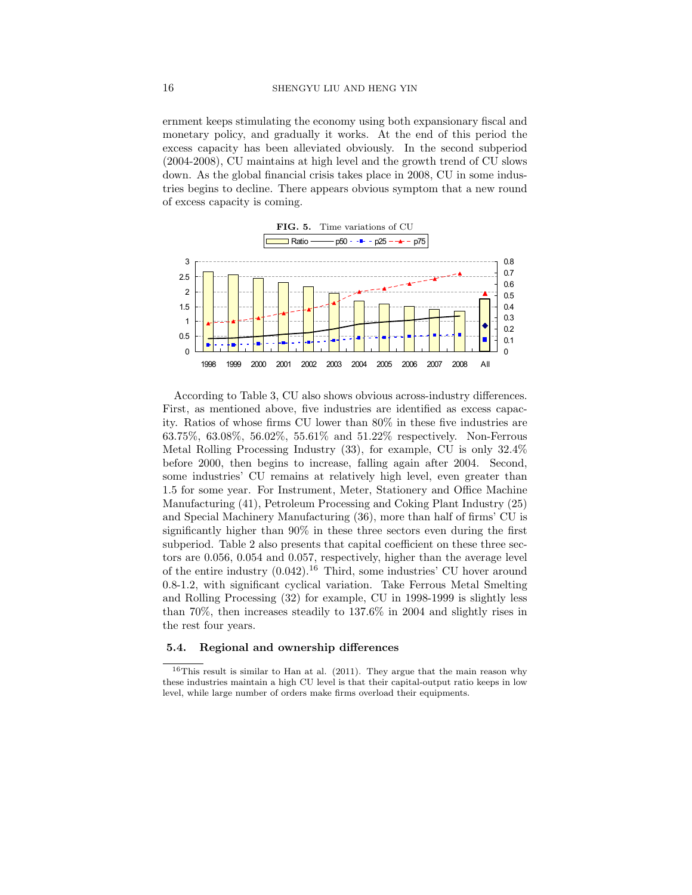ernment keeps stimulating the economy using both expansionary fiscal and monetary policy, and gradually it works. At the end of this period the excess capacity has been alleviated obviously. In the second subperiod (2004-2008), CU maintains at high level and the growth trend of CU slows down. As the global financial crisis takes place in 2008, CU in some industries begins to decline. There appears obvious symptom that a new round of excess capacity is coming.

**FIG. 5.** Time variations of CU

According to Table 3, CU also shows obvious across-industry differences. First, as mentioned above, five industries are identified as excess capacity. Ratios of whose firms CU lower than 80% in these five industries are 63.75%, 63.08%, 56.02%, 55.61% and 51.22% respectively. Non-Ferrous Metal Rolling Processing Industry (33), for example, CU is only 32.4% before 2000, then begins to increase, falling again after 2004. Second, some industries' CU remains at relatively high level, even greater than 1.5 for some year. For Instrument, Meter, Stationery and Office Machine Manufacturing (41), Petroleum Processing and Coking Plant Industry (25) and Special Machinery Manufacturing (36), more than half of firms' CU is significantly higher than 90% in these three sectors even during the first subperiod. Table 2 also presents that capital coefficient on these three sectors are 0.056, 0.054 and 0.057, respectively, higher than the average level of the entire industry (0.042).[16] Third, some industries' CU hover around 0.8-1.2, with significant cyclical variation. Take Ferrous Metal Smelting and Rolling Processing (32) for example, CU in 1998-1999 is slightly less than 70%, then increases steadily to 137.6% in 2004 and slightly rises in the rest four years.

### 5.4. Regional and ownership differences

[16] This result is similar to Han at al. (2011). They argue that the main reason why these industries maintain a high CU level is that their capital-output ratio keeps in low level, while large number of orders make firms overload their equipments.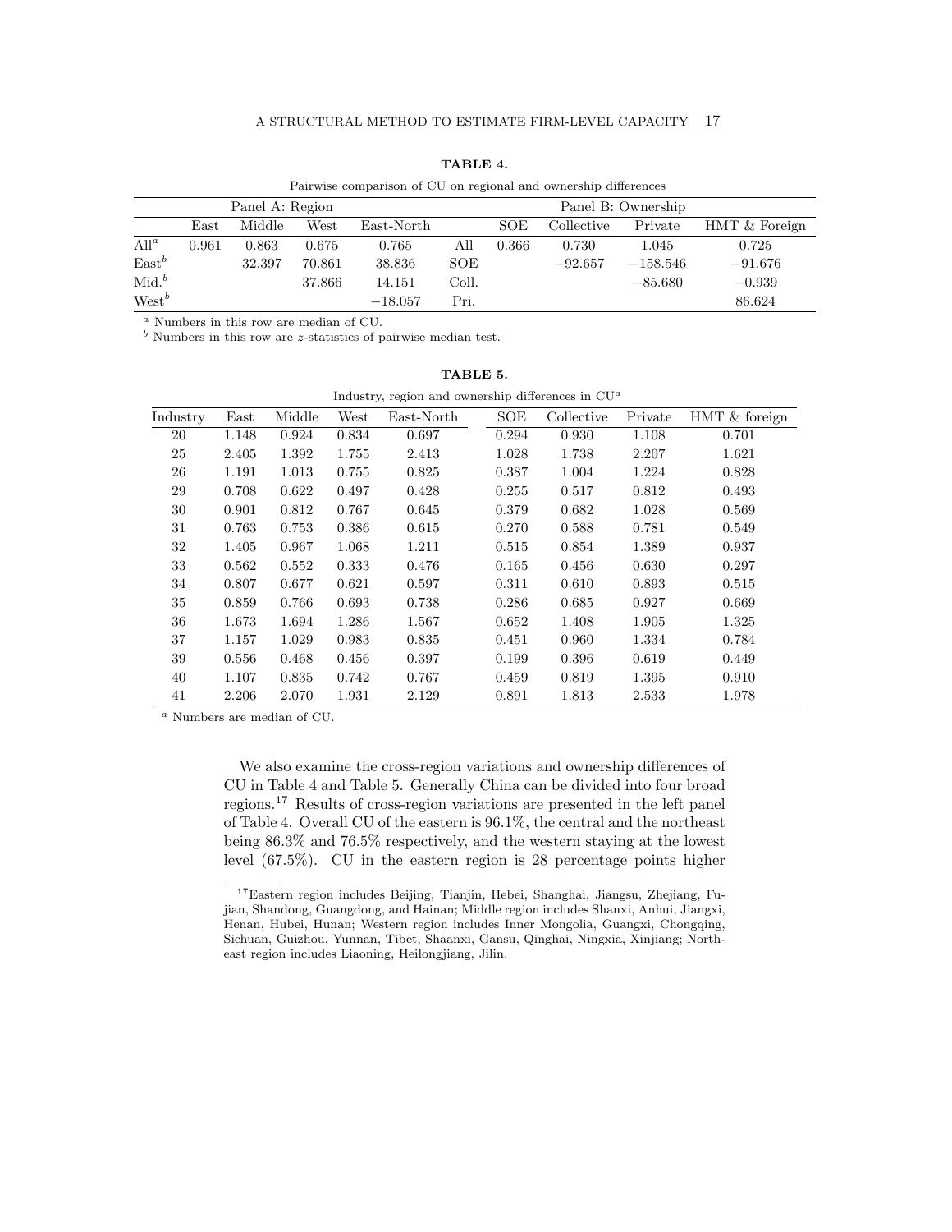**TABLE 4.**

Pairwise comparison of CU on regional and ownership differences

| | Panel A: Region | | | | | Panel B: Ownership | | | |
|---|---|---|---|---|---|---|---|---|---|
| | East | Middle | West | East-North | | SOE | Collective | Private | HMT & Foreign |
| All[a] | 0.961 | 0.863 | 0.675 | 0.765 | All | 0.366 | 0.730 | 1.045 | 0.725 |
| East[b] | | 32.397 | 70.861 | 38.836 | SOE | | −92.657 | −158.546 | −91.676 |
| Mid.[b] | | | 37.866 | 14.151 | Coll. | | | −85.680 | −0.939 |
| West[b] | | | | −18.057 | Pri. | | | | 86.624 |

[a] Numbers in this row are median of CU.
[b] Numbers in this row are $z$-statistics of pairwise median test.

**TABLE 5.**

Industry, region and ownership differences in CU[a]

| Industry | East | Middle | West | East-North | SOE | Collective | Private | HMT & foreign |
|---|---|---|---|---|---|---|---|---|
| 20 | 1.148 | 0.924 | 0.834 | 0.697 | 0.294 | 0.930 | 1.108 | 0.701 |
| 25 | 2.405 | 1.392 | 1.755 | 2.413 | 1.028 | 1.738 | 2.207 | 1.621 |
| 26 | 1.191 | 1.013 | 0.755 | 0.825 | 0.387 | 1.004 | 1.224 | 0.828 |
| 29 | 0.708 | 0.622 | 0.497 | 0.428 | 0.255 | 0.517 | 0.812 | 0.493 |
| 30 | 0.901 | 0.812 | 0.767 | 0.645 | 0.379 | 0.682 | 1.028 | 0.569 |
| 31 | 0.763 | 0.753 | 0.386 | 0.615 | 0.270 | 0.588 | 0.781 | 0.549 |
| 32 | 1.405 | 0.967 | 1.068 | 1.211 | 0.515 | 0.854 | 1.389 | 0.937 |
| 33 | 0.562 | 0.552 | 0.333 | 0.476 | 0.165 | 0.456 | 0.630 | 0.297 |
| 34 | 0.807 | 0.677 | 0.621 | 0.597 | 0.311 | 0.610 | 0.893 | 0.515 |
| 35 | 0.859 | 0.766 | 0.693 | 0.738 | 0.286 | 0.685 | 0.927 | 0.669 |
| 36 | 1.673 | 1.694 | 1.286 | 1.567 | 0.652 | 1.408 | 1.905 | 1.325 |
| 37 | 1.157 | 1.029 | 0.983 | 0.835 | 0.451 | 0.960 | 1.334 | 0.784 |
| 39 | 0.556 | 0.468 | 0.456 | 0.397 | 0.199 | 0.396 | 0.619 | 0.449 |
| 40 | 1.107 | 0.835 | 0.742 | 0.767 | 0.459 | 0.819 | 1.395 | 0.910 |
| 41 | 2.206 | 2.070 | 1.931 | 2.129 | 0.891 | 1.813 | 2.533 | 1.978 |

[a] Numbers are median of CU.

We also examine the cross-region variations and ownership differences of CU in Table 4 and Table 5. Generally China can be divided into four broad regions.[17] Results of cross-region variations are presented in the left panel of Table 4. Overall CU of the eastern is 96.1%, the central and the northeast being 86.3% and 76.5% respectively, and the western staying at the lowest level (67.5%). CU in the eastern region is 28 percentage points higher

[17] Eastern region includes Beijing, Tianjin, Hebei, Shanghai, Jiangsu, Zhejiang, Fujian, Shandong, Guangdong, and Hainan; Middle region includes Shanxi, Anhui, Jiangxi, Henan, Hubei, Hunan; Western region includes Inner Mongolia, Guangxi, Chongqing, Sichuan, Guizhou, Yunnan, Tibet, Shaanxi, Gansu, Qinghai, Ningxia, Xinjiang; Northeast region includes Liaoning, Heilongjiang, Jilin.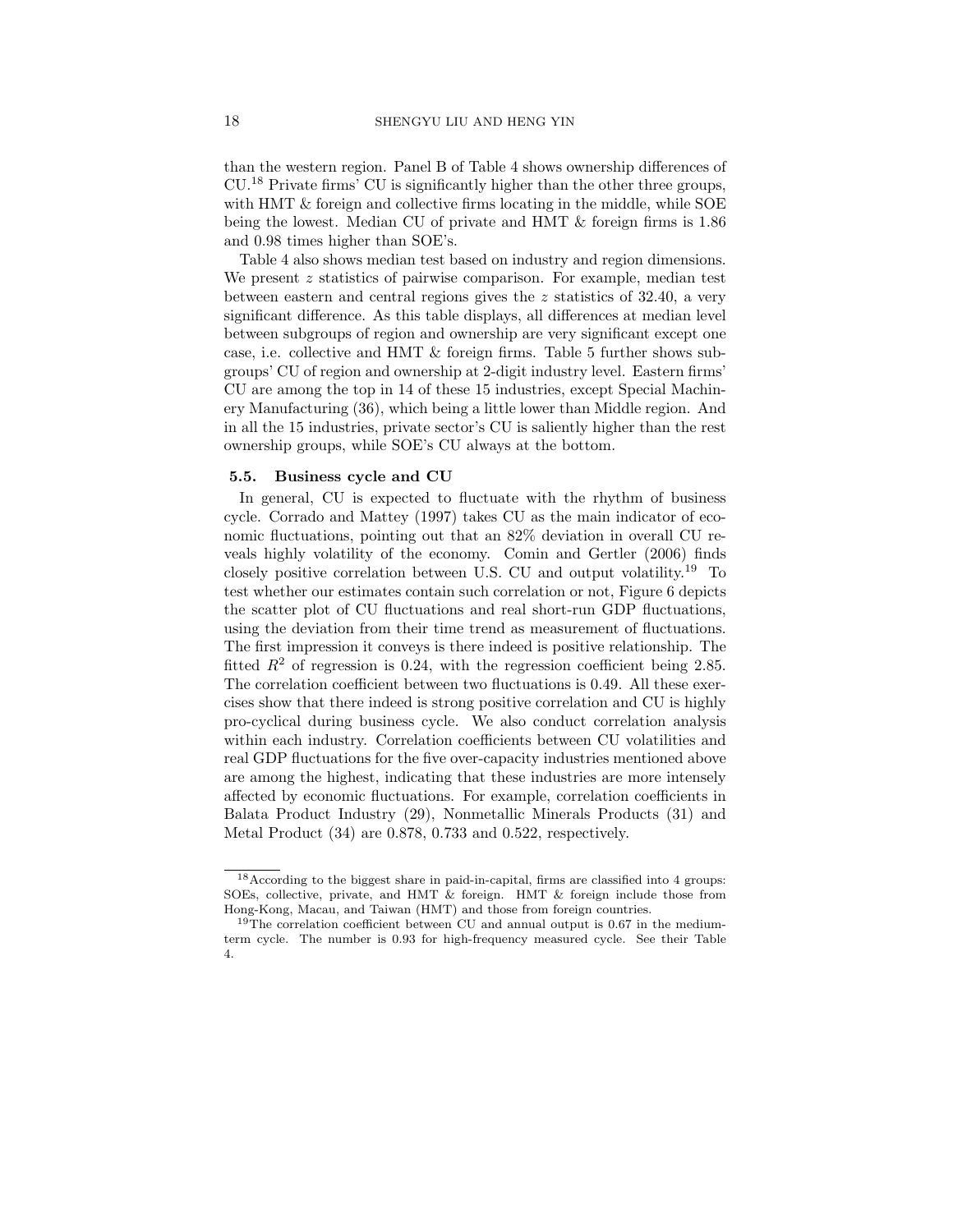than the western region. Panel B of Table 4 shows ownership differences of CU.[18] Private firms' CU is significantly higher than the other three groups, with HMT & foreign and collective firms locating in the middle, while SOE being the lowest. Median CU of private and HMT & foreign firms is 1.86 and 0.98 times higher than SOE's.

Table 4 also shows median test based on industry and region dimensions. We present $z$ statistics of pairwise comparison. For example, median test between eastern and central regions gives the $z$ statistics of 32.40, a very significant difference. As this table displays, all differences at median level between subgroups of region and ownership are very significant except one case, i.e. collective and HMT & foreign firms. Table 5 further shows subgroups' CU of region and ownership at 2-digit industry level. Eastern firms' CU are among the top in 14 of these 15 industries, except Special Machinery Manufacturing (36), which being a little lower than Middle region. And in all the 15 industries, private sector's CU is saliently higher than the rest ownership groups, while SOE's CU always at the bottom.

### 5.5. Business cycle and CU

In general, CU is expected to fluctuate with the rhythm of business cycle. Corrado and Mattey (1997) takes CU as the main indicator of economic fluctuations, pointing out that an 82% deviation in overall CU reveals highly volatility of the economy. Comin and Gertler (2006) finds closely positive correlation between U.S. CU and output volatility.[19] To test whether our estimates contain such correlation or not, Figure 6 depicts the scatter plot of CU fluctuations and real short-run GDP fluctuations, using the deviation from their time trend as measurement of fluctuations. The first impression it conveys is there indeed is positive relationship. The fitted $R^2$ of regression is 0.24, with the regression coefficient being 2.85. The correlation coefficient between two fluctuations is 0.49. All these exercises show that there indeed is strong positive correlation and CU is highly pro-cyclical during business cycle. We also conduct correlation analysis within each industry. Correlation coefficients between CU volatilities and real GDP fluctuations for the five over-capacity industries mentioned above are among the highest, indicating that these industries are more intensely affected by economic fluctuations. For example, correlation coefficients in Balata Product Industry (29), Nonmetallic Minerals Products (31) and Metal Product (34) are 0.878, 0.733 and 0.522, respectively.

---

[18] According to the biggest share in paid-in-capital, firms are classified into 4 groups: SOEs, collective, private, and HMT & foreign. HMT & foreign include those from Hong-Kong, Macau, and Taiwan (HMT) and those from foreign countries.

[19] The correlation coefficient between CU and annual output is 0.67 in the medium-term cycle. The number is 0.93 for high-frequency measured cycle. See their Table 4.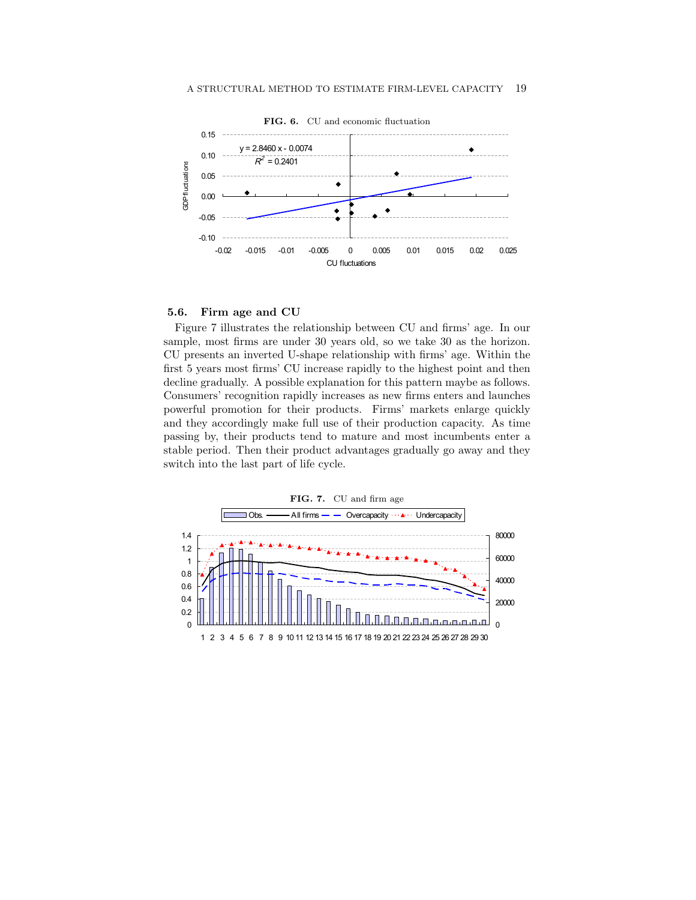**FIG. 6.** CU and economic fluctuation

### 5.6. Firm age and CU

Figure 7 illustrates the relationship between CU and firms' age. In our sample, most firms are under 30 years old, so we take 30 as the horizon. CU presents an inverted U-shape relationship with firms' age. Within the first 5 years most firms' CU increase rapidly to the highest point and then decline gradually. A possible explanation for this pattern maybe as follows. Consumers' recognition rapidly increases as new firms enters and launches powerful promotion for their products. Firms' markets enlarge quickly and they accordingly make full use of their production capacity. As time passing by, their products tend to mature and most incumbents enter a stable period. Then their product advantages gradually go away and they switch into the last part of life cycle.

**FIG. 7.** CU and firm age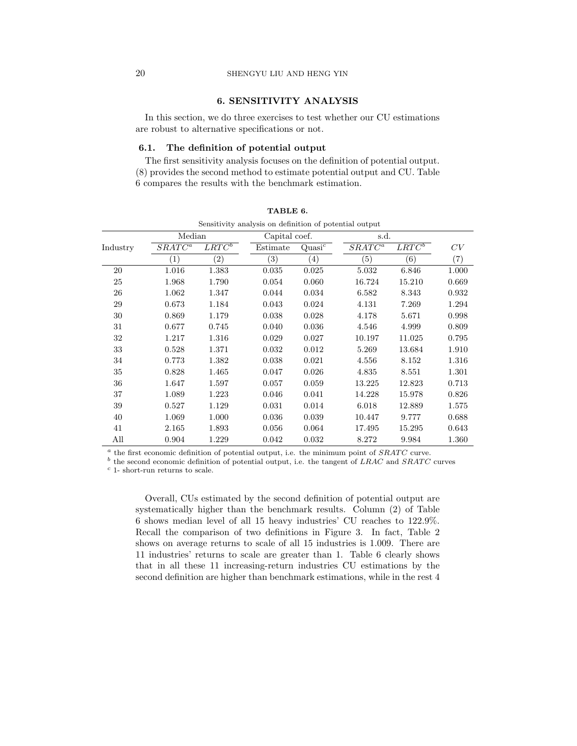## 6. SENSITIVITY ANALYSIS

In this section, we do three exercises to test whether our CU estimations are robust to alternative specifications or not.

### 6.1. The definition of potential output

The first sensitivity analysis focuses on the definition of potential output. (8) provides the second method to estimate potential output and CU. Table 6 compares the results with the benchmark estimation.

**TABLE 6.**

Sensitivity analysis on definition of potential output

| Industry | Median | | Capital coef. | | s.d. | | $CV$ |
|---|---|---|---|---|---|---|---|
| | $SRATC^a$ | $LRTC^b$ | Estimate | Quasi[c] | $SRATC^a$ | $LRTC^b$ | $CV$ |
| | (1) | (2) | (3) | (4) | (5) | (6) | (7) |
| 20 | 1.016 | 1.383 | 0.035 | 0.025 | 5.032 | 6.846 | 1.000 |
| 25 | 1.968 | 1.790 | 0.054 | 0.060 | 16.724 | 15.210 | 0.669 |
| 26 | 1.062 | 1.347 | 0.044 | 0.034 | 6.582 | 8.343 | 0.932 |
| 29 | 0.673 | 1.184 | 0.043 | 0.024 | 4.131 | 7.269 | 1.294 |
| 30 | 0.869 | 1.179 | 0.038 | 0.028 | 4.178 | 5.671 | 0.998 |
| 31 | 0.677 | 0.745 | 0.040 | 0.036 | 4.546 | 4.999 | 0.809 |
| 32 | 1.217 | 1.316 | 0.029 | 0.027 | 10.197 | 11.025 | 0.795 |
| 33 | 0.528 | 1.371 | 0.032 | 0.012 | 5.269 | 13.684 | 1.910 |
| 34 | 0.773 | 1.382 | 0.038 | 0.021 | 4.556 | 8.152 | 1.316 |
| 35 | 0.828 | 1.465 | 0.047 | 0.026 | 4.835 | 8.551 | 1.301 |
| 36 | 1.647 | 1.597 | 0.057 | 0.059 | 13.225 | 12.823 | 0.713 |
| 37 | 1.089 | 1.223 | 0.046 | 0.041 | 14.228 | 15.978 | 0.826 |
| 39 | 0.527 | 1.129 | 0.031 | 0.014 | 6.018 | 12.889 | 1.575 |
| 40 | 1.069 | 1.000 | 0.036 | 0.039 | 10.447 | 9.777 | 0.688 |
| 41 | 2.165 | 1.893 | 0.056 | 0.064 | 17.495 | 15.295 | 0.643 |
| All | 0.904 | 1.229 | 0.042 | 0.032 | 8.272 | 9.984 | 1.360 |

[a] the first economic definition of potential output, i.e. the minimum point of $SRATC$ curve.
[b] the second economic definition of potential output, i.e. the tangent of $LRAC$ and $SRATC$ curves
[c] 1- short-run returns to scale.

Overall, CUs estimated by the second definition of potential output are systematically higher than the benchmark results. Column (2) of Table 6 shows median level of all 15 heavy industries' CU reaches to 122.9%. Recall the comparison of two definitions in Figure 3. In fact, Table 2 shows on average returns to scale of all 15 industries is 1.009. There are 11 industries' returns to scale are greater than 1. Table 6 clearly shows that in all these 11 increasing-return industries CU estimations by the second definition are higher than benchmark estimations, while in the rest 4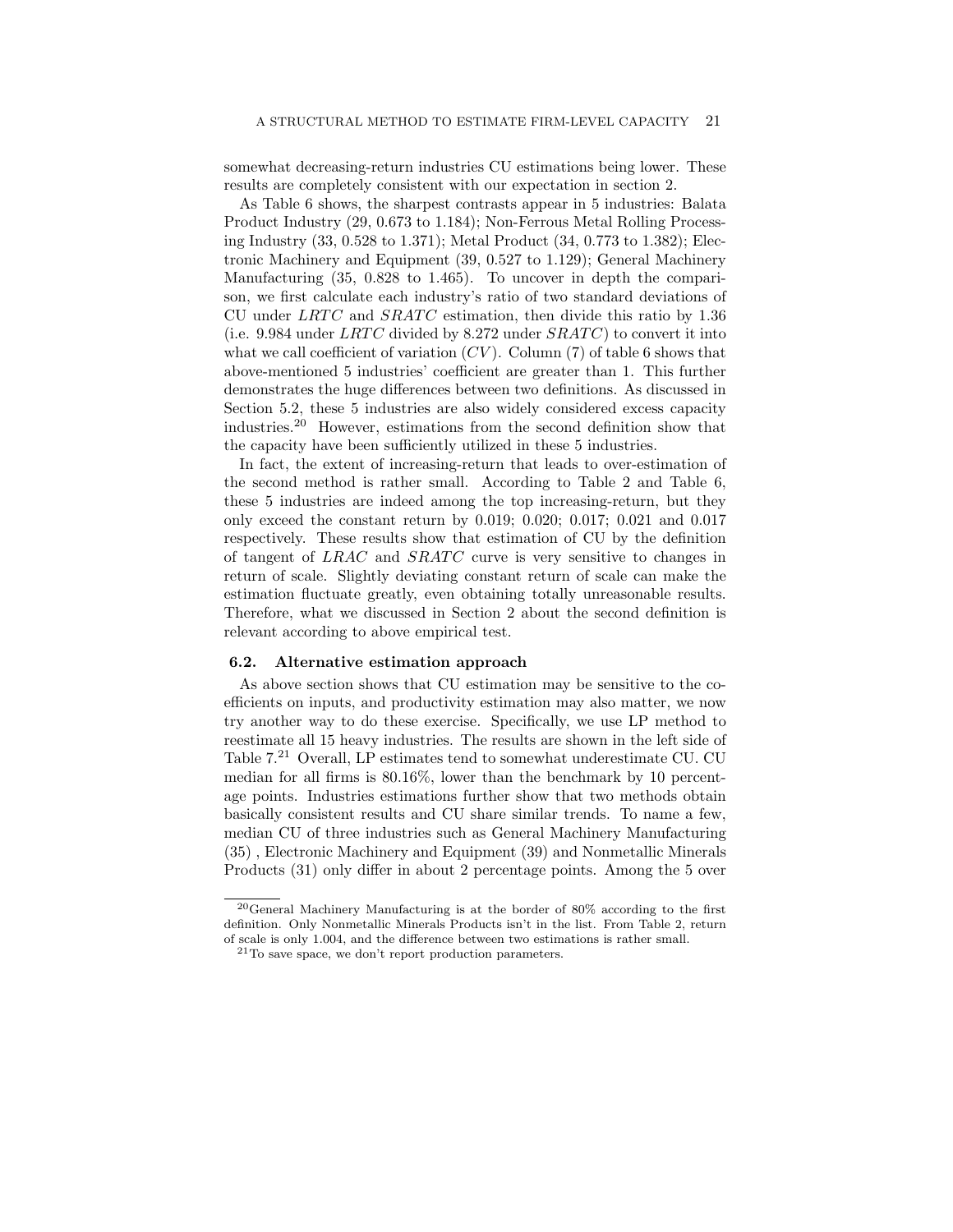somewhat decreasing-return industries CU estimations being lower. These results are completely consistent with our expectation in section 2.

As Table 6 shows, the sharpest contrasts appear in 5 industries: Balata Product Industry (29, 0.673 to 1.184); Non-Ferrous Metal Rolling Processing Industry (33, 0.528 to 1.371); Metal Product (34, 0.773 to 1.382); Electronic Machinery and Equipment (39, 0.527 to 1.129); General Machinery Manufacturing (35, 0.828 to 1.465). To uncover in depth the comparison, we first calculate each industry's ratio of two standard deviations of CU under $LRTC$ and $SRATC$ estimation, then divide this ratio by 1.36 (i.e. 9.984 under $LRTC$ divided by 8.272 under $SRATC$) to convert it into what we call coefficient of variation ($CV$). Column (7) of table 6 shows that above-mentioned 5 industries' coefficient are greater than 1. This further demonstrates the huge differences between two definitions. As discussed in Section 5.2, these 5 industries are also widely considered excess capacity industries.[20] However, estimations from the second definition show that the capacity have been sufficiently utilized in these 5 industries.

In fact, the extent of increasing-return that leads to over-estimation of the second method is rather small. According to Table 2 and Table 6, these 5 industries are indeed among the top increasing-return, but they only exceed the constant return by 0.019; 0.020; 0.017; 0.021 and 0.017 respectively. These results show that estimation of CU by the definition of tangent of $LRAC$ and $SRATC$ curve is very sensitive to changes in return of scale. Slightly deviating constant return of scale can make the estimation fluctuate greatly, even obtaining totally unreasonable results. Therefore, what we discussed in Section 2 about the second definition is relevant according to above empirical test.

### 6.2. Alternative estimation approach

As above section shows that CU estimation may be sensitive to the coefficients on inputs, and productivity estimation may also matter, we now try another way to do these exercise. Specifically, we use LP method to reestimate all 15 heavy industries. The results are shown in the left side of Table 7.[21] Overall, LP estimates tend to somewhat underestimate CU. CU median for all firms is 80.16%, lower than the benchmark by 10 percentage points. Industries estimations further show that two methods obtain basically consistent results and CU share similar trends. To name a few, median CU of three industries such as General Machinery Manufacturing (35) , Electronic Machinery and Equipment (39) and Nonmetallic Minerals Products (31) only differ in about 2 percentage points. Among the 5 over

[20] General Machinery Manufacturing is at the border of 80% according to the first definition. Only Nonmetallic Minerals Products isn't in the list. From Table 2, return of scale is only 1.004, and the difference between two estimations is rather small.

[21] To save space, we don't report production parameters.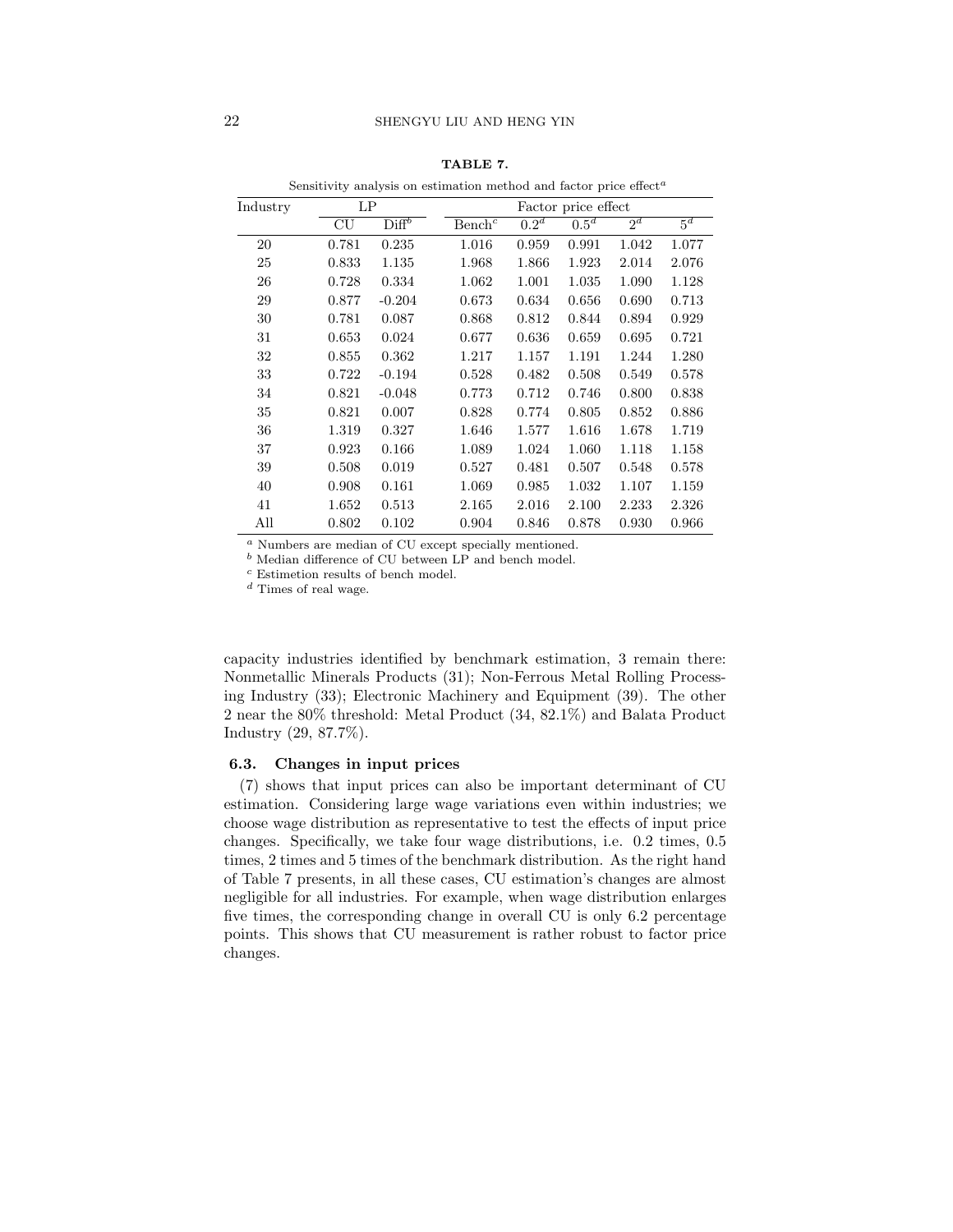**TABLE 7.**

Sensitivity analysis on estimation method and factor price effect[a]

| Industry | LP | | Factor price effect | | | | |
|---|---|---|---|---|---|---|---|
| | CU | Diff[b] | Bench[c] | 0.2[d] | 0.5[d] | 2[d] | 5[d] |
| 20 | 0.781 | 0.235 | 1.016 | 0.959 | 0.991 | 1.042 | 1.077 |
| 25 | 0.833 | 1.135 | 1.968 | 1.866 | 1.923 | 2.014 | 2.076 |
| 26 | 0.728 | 0.334 | 1.062 | 1.001 | 1.035 | 1.090 | 1.128 |
| 29 | 0.877 | -0.204 | 0.673 | 0.634 | 0.656 | 0.690 | 0.713 |
| 30 | 0.781 | 0.087 | 0.868 | 0.812 | 0.844 | 0.894 | 0.929 |
| 31 | 0.653 | 0.024 | 0.677 | 0.636 | 0.659 | 0.695 | 0.721 |
| 32 | 0.855 | 0.362 | 1.217 | 1.157 | 1.191 | 1.244 | 1.280 |
| 33 | 0.722 | -0.194 | 0.528 | 0.482 | 0.508 | 0.549 | 0.578 |
| 34 | 0.821 | -0.048 | 0.773 | 0.712 | 0.746 | 0.800 | 0.838 |
| 35 | 0.821 | 0.007 | 0.828 | 0.774 | 0.805 | 0.852 | 0.886 |
| 36 | 1.319 | 0.327 | 1.646 | 1.577 | 1.616 | 1.678 | 1.719 |
| 37 | 0.923 | 0.166 | 1.089 | 1.024 | 1.060 | 1.118 | 1.158 |
| 39 | 0.508 | 0.019 | 0.527 | 0.481 | 0.507 | 0.548 | 0.578 |
| 40 | 0.908 | 0.161 | 1.069 | 0.985 | 1.032 | 1.107 | 1.159 |
| 41 | 1.652 | 0.513 | 2.165 | 2.016 | 2.100 | 2.233 | 2.326 |
| All | 0.802 | 0.102 | 0.904 | 0.846 | 0.878 | 0.930 | 0.966 |

[a] Numbers are median of CU except specially mentioned.
[b] Median difference of CU between LP and bench model.
[c] Estimetion results of bench model.
[d] Times of real wage.

capacity industries identified by benchmark estimation, 3 remain there: Nonmetallic Minerals Products (31); Non-Ferrous Metal Rolling Processing Industry (33); Electronic Machinery and Equipment (39). The other 2 near the 80% threshold: Metal Product (34, 82.1%) and Balata Product Industry (29, 87.7%).

### 6.3. Changes in input prices

(7) shows that input prices can also be important determinant of CU estimation. Considering large wage variations even within industries; we choose wage distribution as representative to test the effects of input price changes. Specifically, we take four wage distributions, i.e. 0.2 times, 0.5 times, 2 times and 5 times of the benchmark distribution. As the right hand of Table 7 presents, in all these cases, CU estimation's changes are almost negligible for all industries. For example, when wage distribution enlarges five times, the corresponding change in overall CU is only 6.2 percentage points. This shows that CU measurement is rather robust to factor price changes.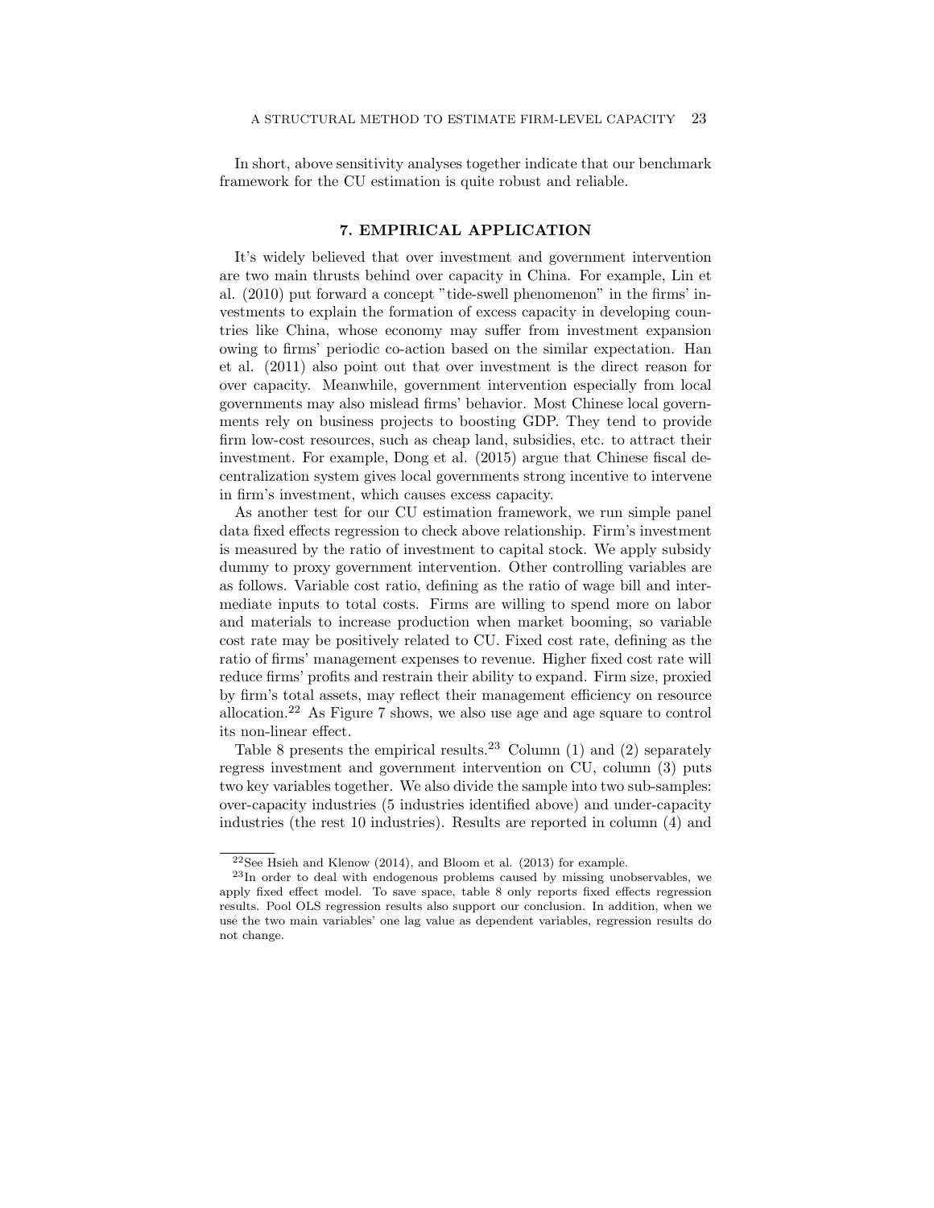In short, above sensitivity analyses together indicate that our benchmark framework for the CU estimation is quite robust and reliable.

## 7. EMPIRICAL APPLICATION

It's widely believed that over investment and government intervention are two main thrusts behind over capacity in China. For example, Lin et al. (2010) put forward a concept "tide-swell phenomenon" in the firms' investments to explain the formation of excess capacity in developing countries like China, whose economy may suffer from investment expansion owing to firms' periodic co-action based on the similar expectation. Han et al. (2011) also point out that over investment is the direct reason for over capacity. Meanwhile, government intervention especially from local governments may also mislead firms' behavior. Most Chinese local governments rely on business projects to boosting GDP. They tend to provide firm low-cost resources, such as cheap land, subsidies, etc. to attract their investment. For example, Dong et al. (2015) argue that Chinese fiscal decentralization system gives local governments strong incentive to intervene in firm's investment, which causes excess capacity.

As another test for our CU estimation framework, we run simple panel data fixed effects regression to check above relationship. Firm's investment is measured by the ratio of investment to capital stock. We apply subsidy dummy to proxy government intervention. Other controlling variables are as follows. Variable cost ratio, defining as the ratio of wage bill and intermediate inputs to total costs. Firms are willing to spend more on labor and materials to increase production when market booming, so variable cost rate may be positively related to CU. Fixed cost rate, defining as the ratio of firms' management expenses to revenue. Higher fixed cost rate will reduce firms' profits and restrain their ability to expand. Firm size, proxied by firm's total assets, may reflect their management efficiency on resource allocation.[22] As Figure 7 shows, we also use age and age square to control its non-linear effect.

Table 8 presents the empirical results.[23] Column (1) and (2) separately regress investment and government intervention on CU, column (3) puts two key variables together. We also divide the sample into two sub-samples: over-capacity industries (5 industries identified above) and under-capacity industries (the rest 10 industries). Results are reported in column (4) and

[22] See Hsieh and Klenow (2014), and Bloom et al. (2013) for example.

[23] In order to deal with endogenous problems caused by missing unobservables, we apply fixed effect model. To save space, table 8 only reports fixed effects regression results. Pool OLS regression results also support our conclusion. In addition, when we use the two main variables' one lag value as dependent variables, regression results do not change.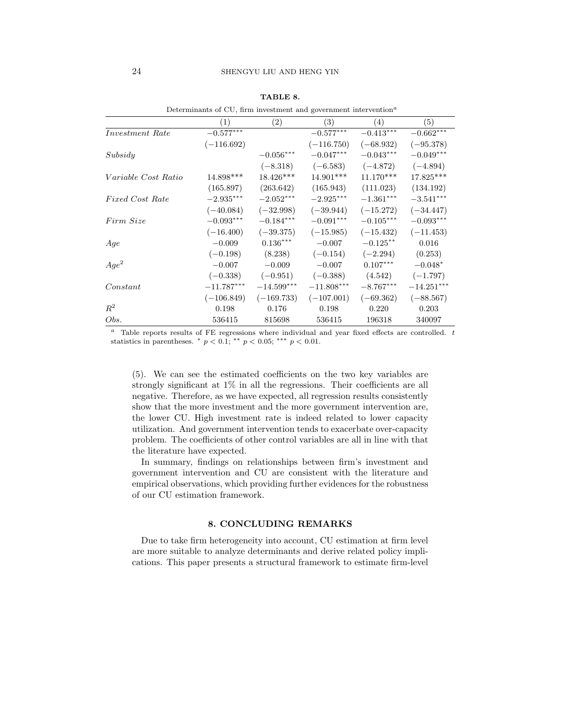**TABLE 8.**

Determinants of CU, firm investment and government intervention[a]

| | (1) | (2) | (3) | (4) | (5) |
|---|---|---|---|---|---|
| *Investment Rate* | $-0.577^{***}$ | | $-0.577^{***}$ | $-0.413^{***}$ | $-0.662^{***}$ |
| | $(-116.692)$ | | $(-116.750)$ | $(-68.932)$ | $(-95.378)$ |
| *Subsidy* | | $-0.056^{***}$ | $-0.047^{***}$ | $-0.043^{***}$ | $-0.049^{***}$ |
| | | $(-8.318)$ | $(-6.583)$ | $(-4.872)$ | $(-4.894)$ |
| *Variable Cost Ratio* | $14.898^{***}$ | $18.426^{***}$ | $14.901^{***}$ | $11.170^{***}$ | $17.825^{***}$ |
| | $(165.897)$ | $(263.642)$ | $(165.943)$ | $(111.023)$ | $(134.192)$ |
| *Fixed Cost Rate* | $-2.935^{***}$ | $-2.052^{***}$ | $-2.925^{***}$ | $-1.361^{***}$ | $-3.541^{***}$ |
| | $(-40.084)$ | $(-32.998)$ | $(-39.944)$ | $(-15.272)$ | $(-34.447)$ |
| *Firm Size* | $-0.093^{***}$ | $-0.184^{***}$ | $-0.091^{***}$ | $-0.105^{***}$ | $-0.093^{***}$ |
| | $(-16.400)$ | $(-39.375)$ | $(-15.985)$ | $(-15.432)$ | $(-11.453)$ |
| *Age* | $-0.009$ | $0.136^{***}$ | $-0.007$ | $-0.125^{**}$ | $0.016$ |
| | $(-0.198)$ | $(8.238)$ | $(-0.154)$ | $(-2.294)$ | $(0.253)$ |
| $Age^2$ | $-0.007$ | $-0.009$ | $-0.007$ | $0.107^{***}$ | $-0.048^{*}$ |
| | $(-0.338)$ | $(-0.951)$ | $(-0.388)$ | $(4.542)$ | $(-1.797)$ |
| *Constant* | $-11.787^{***}$ | $-14.599^{***}$ | $-11.808^{***}$ | $-8.767^{***}$ | $-14.251^{***}$ |
| | $(-106.849)$ | $(-169.733)$ | $(-107.001)$ | $(-69.362)$ | $(-88.567)$ |
| $R^2$ | 0.198 | 0.176 | 0.198 | 0.220 | 0.203 |
| *Obs.* | 536415 | 815698 | 536415 | 196318 | 340097 |

[a] Table reports results of FE regressions where individual and year fixed effects are controlled. $t$ statistics in parentheses. $^{*}$ $p < 0.1$; $^{**}$ $p < 0.05$; $^{***}$ $p < 0.01$.

(5). We can see the estimated coefficients on the two key variables are strongly significant at 1% in all the regressions. Their coefficients are all negative. Therefore, as we have expected, all regression results consistently show that the more investment and the more government intervention are, the lower CU. High investment rate is indeed related to lower capacity utilization. And government intervention tends to exacerbate over-capacity problem. The coefficients of other control variables are all in line with that the literature have expected.

In summary, findings on relationships between firm's investment and government intervention and CU are consistent with the literature and empirical observations, which providing further evidences for the robustness of our CU estimation framework.

## 8. CONCLUDING REMARKS

Due to take firm heterogeneity into account, CU estimation at firm level are more suitable to analyze determinants and derive related policy implications. This paper presents a structural framework to estimate firm-level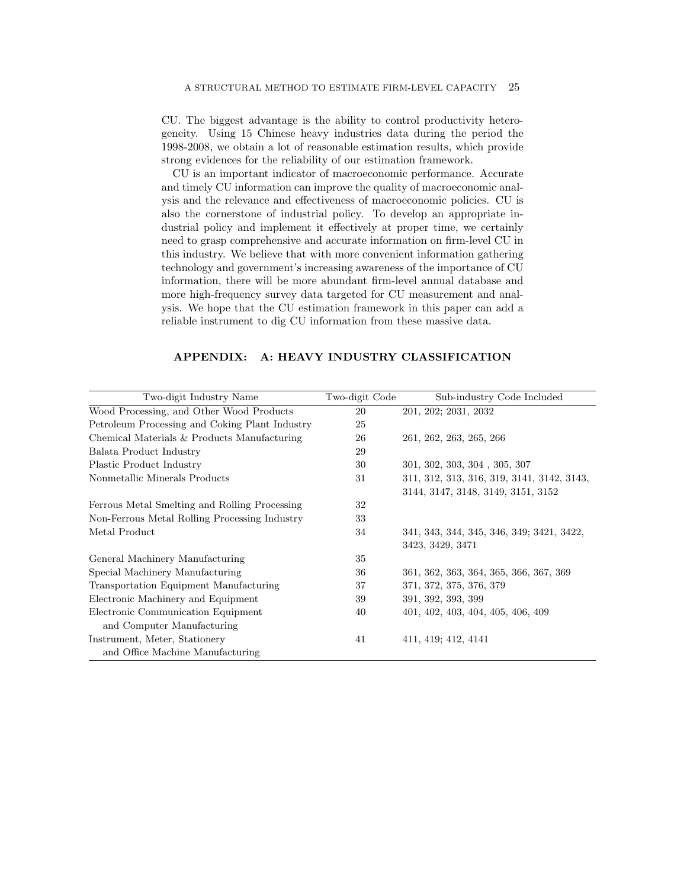CU. The biggest advantage is the ability to control productivity heterogeneity. Using 15 Chinese heavy industries data during the period the 1998-2008, we obtain a lot of reasonable estimation results, which provide strong evidences for the reliability of our estimation framework.

CU is an important indicator of macroeconomic performance. Accurate and timely CU information can improve the quality of macroeconomic analysis and the relevance and effectiveness of macroeconomic policies. CU is also the cornerstone of industrial policy. To develop an appropriate industrial policy and implement it effectively at proper time, we certainly need to grasp comprehensive and accurate information on firm-level CU in this industry. We believe that with more convenient information gathering technology and government's increasing awareness of the importance of CU information, there will be more abundant firm-level annual database and more high-frequency survey data targeted for CU measurement and analysis. We hope that the CU estimation framework in this paper can add a reliable instrument to dig CU information from these massive data.

## APPENDIX: A: HEAVY INDUSTRY CLASSIFICATION

| Two-digit Industry Name | Two-digit Code | Sub-industry Code Included |
|---|---|---|
| Wood Processing, and Other Wood Products | 20 | 201, 202; 2031, 2032 |
| Petroleum Processing and Coking Plant Industry | 25 | |
| Chemical Materials & Products Manufacturing | 26 | 261, 262, 263, 265, 266 |
| Balata Product Industry | 29 | |
| Plastic Product Industry | 30 | 301, 302, 303, 304 , 305, 307 |
| Nonmetallic Minerals Products | 31 | 311, 312, 313, 316, 319, 3141, 3142, 3143, 3144, 3147, 3148, 3149, 3151, 3152 |
| Ferrous Metal Smelting and Rolling Processing | 32 | |
| Non-Ferrous Metal Rolling Processing Industry | 33 | |
| Metal Product | 34 | 341, 343, 344, 345, 346, 349; 3421, 3422, 3423, 3429, 3471 |
| General Machinery Manufacturing | 35 | |
| Special Machinery Manufacturing | 36 | 361, 362, 363, 364, 365, 366, 367, 369 |
| Transportation Equipment Manufacturing | 37 | 371, 372, 375, 376, 379 |
| Electronic Machinery and Equipment | 39 | 391, 392, 393, 399 |
| Electronic Communication Equipment and Computer Manufacturing | 40 | 401, 402, 403, 404, 405, 406, 409 |
| Instrument, Meter, Stationery and Office Machine Manufacturing | 41 | 411, 419; 412, 4141 |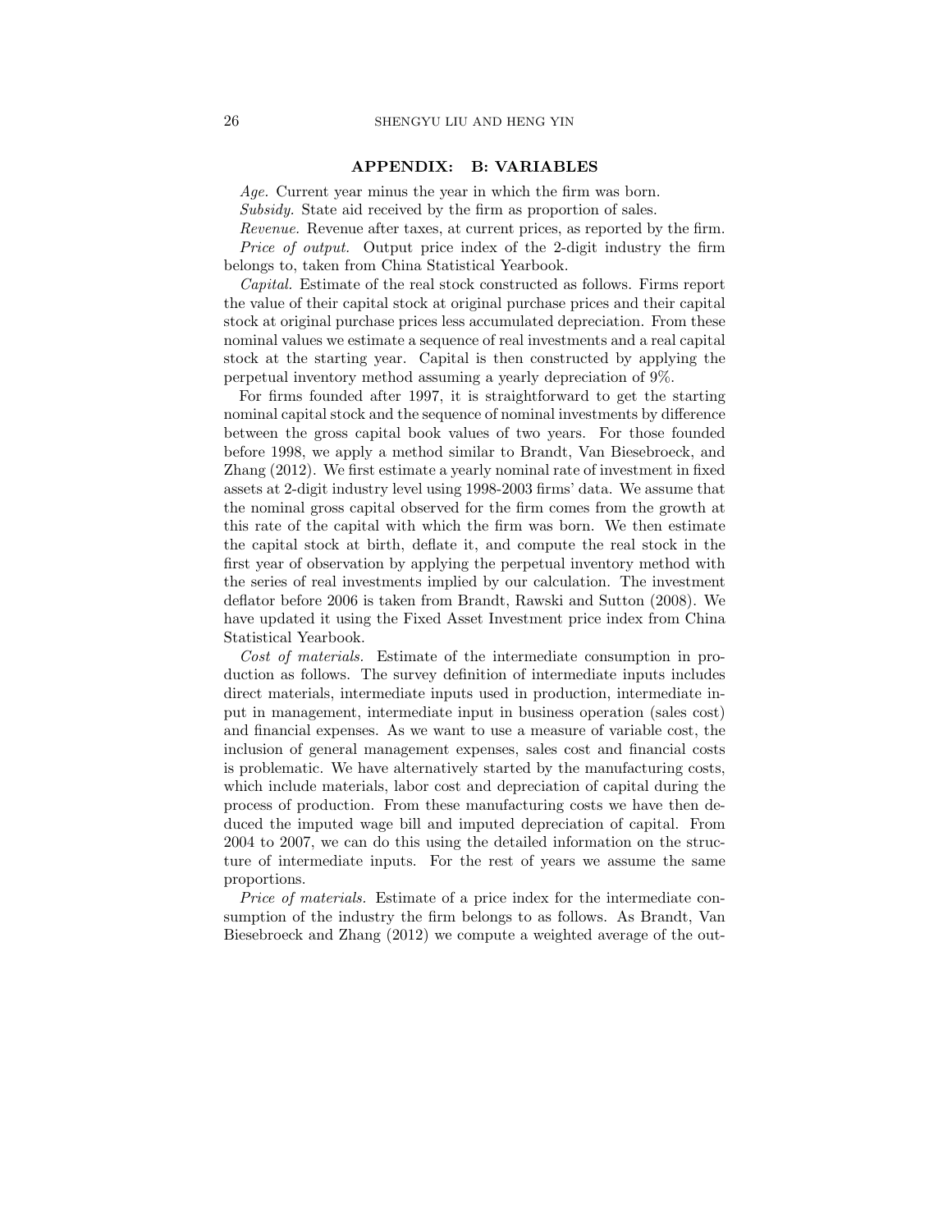## APPENDIX: B: VARIABLES

*Age.* Current year minus the year in which the firm was born.

*Subsidy.* State aid received by the firm as proportion of sales.

*Revenue.* Revenue after taxes, at current prices, as reported by the firm.

*Price of output.* Output price index of the 2-digit industry the firm belongs to, taken from China Statistical Yearbook.

*Capital.* Estimate of the real stock constructed as follows. Firms report the value of their capital stock at original purchase prices and their capital stock at original purchase prices less accumulated depreciation. From these nominal values we estimate a sequence of real investments and a real capital stock at the starting year. Capital is then constructed by applying the perpetual inventory method assuming a yearly depreciation of 9%.

For firms founded after 1997, it is straightforward to get the starting nominal capital stock and the sequence of nominal investments by difference between the gross capital book values of two years. For those founded before 1998, we apply a method similar to Brandt, Van Biesebroeck, and Zhang (2012). We first estimate a yearly nominal rate of investment in fixed assets at 2-digit industry level using 1998-2003 firms' data. We assume that the nominal gross capital observed for the firm comes from the growth at this rate of the capital with which the firm was born. We then estimate the capital stock at birth, deflate it, and compute the real stock in the first year of observation by applying the perpetual inventory method with the series of real investments implied by our calculation. The investment deflator before 2006 is taken from Brandt, Rawski and Sutton (2008). We have updated it using the Fixed Asset Investment price index from China Statistical Yearbook.

*Cost of materials.* Estimate of the intermediate consumption in production as follows. The survey definition of intermediate inputs includes direct materials, intermediate inputs used in production, intermediate input in management, intermediate input in business operation (sales cost) and financial expenses. As we want to use a measure of variable cost, the inclusion of general management expenses, sales cost and financial costs is problematic. We have alternatively started by the manufacturing costs, which include materials, labor cost and depreciation of capital during the process of production. From these manufacturing costs we have then deduced the imputed wage bill and imputed depreciation of capital. From 2004 to 2007, we can do this using the detailed information on the structure of intermediate inputs. For the rest of years we assume the same proportions.

*Price of materials.* Estimate of a price index for the intermediate consumption of the industry the firm belongs to as follows. As Brandt, Van Biesebroeck and Zhang (2012) we compute a weighted average of the out-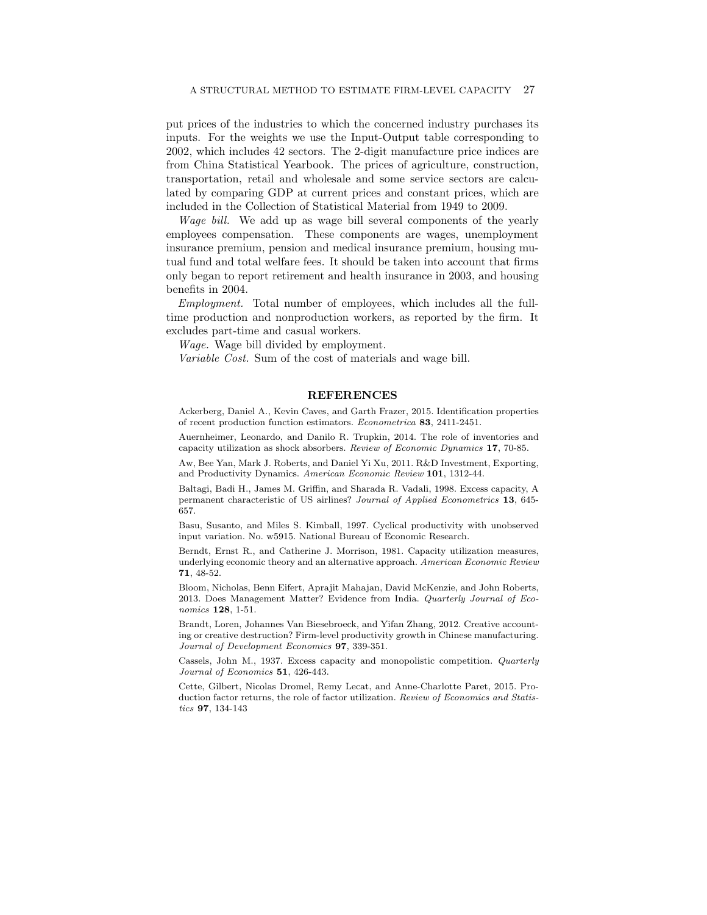put prices of the industries to which the concerned industry purchases its inputs. For the weights we use the Input-Output table corresponding to 2002, which includes 42 sectors. The 2-digit manufacture price indices are from China Statistical Yearbook. The prices of agriculture, construction, transportation, retail and wholesale and some service sectors are calculated by comparing GDP at current prices and constant prices, which are included in the Collection of Statistical Material from 1949 to 2009.

*Wage bill.* We add up as wage bill several components of the yearly employees compensation. These components are wages, unemployment insurance premium, pension and medical insurance premium, housing mutual fund and total welfare fees. It should be taken into account that firms only began to report retirement and health insurance in 2003, and housing benefits in 2004.

*Employment.* Total number of employees, which includes all the full-time production and nonproduction workers, as reported by the firm. It excludes part-time and casual workers.

*Wage.* Wage bill divided by employment.

*Variable Cost.* Sum of the cost of materials and wage bill.

## REFERENCES

Ackerberg, Daniel A., Kevin Caves, and Garth Frazer, 2015. Identification properties of recent production function estimators. *Econometrica* **83**, 2411-2451.

Auernheimer, Leonardo, and Danilo R. Trupkin, 2014. The role of inventories and capacity utilization as shock absorbers. *Review of Economic Dynamics* **17**, 70-85.

Aw, Bee Yan, Mark J. Roberts, and Daniel Yi Xu, 2011. R&D Investment, Exporting, and Productivity Dynamics. *American Economic Review* **101**, 1312-44.

Baltagi, Badi H., James M. Griffin, and Sharada R. Vadali, 1998. Excess capacity, A permanent characteristic of US airlines? *Journal of Applied Econometrics* **13**, 645-657.

Basu, Susanto, and Miles S. Kimball, 1997. Cyclical productivity with unobserved input variation. No. w5915. National Bureau of Economic Research.

Berndt, Ernst R., and Catherine J. Morrison, 1981. Capacity utilization measures, underlying economic theory and an alternative approach. *American Economic Review* **71**, 48-52.

Bloom, Nicholas, Benn Eifert, Aprajit Mahajan, David McKenzie, and John Roberts, 2013. Does Management Matter? Evidence from India. *Quarterly Journal of Economics* **128**, 1-51.

Brandt, Loren, Johannes Van Biesebroeck, and Yifan Zhang, 2012. Creative accounting or creative destruction? Firm-level productivity growth in Chinese manufacturing. *Journal of Development Economics* **97**, 339-351.

Cassels, John M., 1937. Excess capacity and monopolistic competition. *Quarterly Journal of Economics* **51**, 426-443.

Cette, Gilbert, Nicolas Dromel, Remy Lecat, and Anne-Charlotte Paret, 2015. Production factor returns, the role of factor utilization. *Review of Economics and Statistics* **97**, 134-143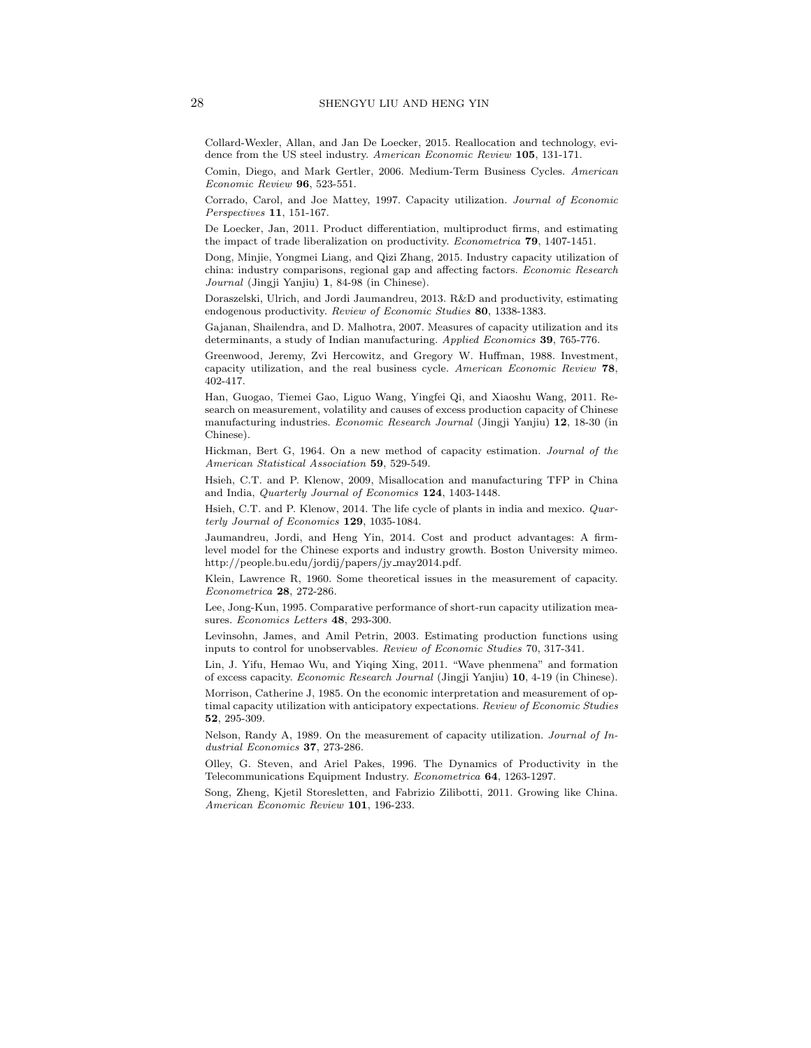Collard-Wexler, Allan, and Jan De Loecker, 2015. Reallocation and technology, evidence from the US steel industry. *American Economic Review* **105**, 131-171.

Comin, Diego, and Mark Gertler, 2006. Medium-Term Business Cycles. *American Economic Review* **96**, 523-551.

Corrado, Carol, and Joe Mattey, 1997. Capacity utilization. *Journal of Economic Perspectives* **11**, 151-167.

De Loecker, Jan, 2011. Product differentiation, multiproduct firms, and estimating the impact of trade liberalization on productivity. *Econometrica* **79**, 1407-1451.

Dong, Minjie, Yongmei Liang, and Qizi Zhang, 2015. Industry capacity utilization of china: industry comparisons, regional gap and affecting factors. *Economic Research Journal* (Jingji Yanjiu) **1**, 84-98 (in Chinese).

Doraszelski, Ulrich, and Jordi Jaumandreu, 2013. R&D and productivity, estimating endogenous productivity. *Review of Economic Studies* **80**, 1338-1383.

Gajanan, Shailendra, and D. Malhotra, 2007. Measures of capacity utilization and its determinants, a study of Indian manufacturing. *Applied Economics* **39**, 765-776.

Greenwood, Jeremy, Zvi Hercowitz, and Gregory W. Huffman, 1988. Investment, capacity utilization, and the real business cycle. *American Economic Review* **78**, 402-417.

Han, Guogao, Tiemei Gao, Liguo Wang, Yingfei Qi, and Xiaoshu Wang, 2011. Research on measurement, volatility and causes of excess production capacity of Chinese manufacturing industries. *Economic Research Journal* (Jingji Yanjiu) **12**, 18-30 (in Chinese).

Hickman, Bert G, 1964. On a new method of capacity estimation. *Journal of the American Statistical Association* **59**, 529-549.

Hsieh, C.T. and P. Klenow, 2009, Misallocation and manufacturing TFP in China and India, *Quarterly Journal of Economics* **124**, 1403-1448.

Hsieh, C.T. and P. Klenow, 2014. The life cycle of plants in india and mexico. *Quarterly Journal of Economics* **129**, 1035-1084.

Jaumandreu, Jordi, and Heng Yin, 2014. Cost and product advantages: A firm-level model for the Chinese exports and industry growth. Boston University mimeo. http://people.bu.edu/jordij/papers/jy_may2014.pdf.

Klein, Lawrence R, 1960. Some theoretical issues in the measurement of capacity. *Econometrica* **28**, 272-286.

Lee, Jong-Kun, 1995. Comparative performance of short-run capacity utilization measures. *Economics Letters* **48**, 293-300.

Levinsohn, James, and Amil Petrin, 2003. Estimating production functions using inputs to control for unobservables. *Review of Economic Studies* 70, 317-341.

Lin, J. Yifu, Hemao Wu, and Yiqing Xing, 2011. "Wave phenmena" and formation of excess capacity. *Economic Research Journal* (Jingji Yanjiu) **10**, 4-19 (in Chinese).

Morrison, Catherine J, 1985. On the economic interpretation and measurement of optimal capacity utilization with anticipatory expectations. *Review of Economic Studies* **52**, 295-309.

Nelson, Randy A, 1989. On the measurement of capacity utilization. *Journal of Industrial Economics* **37**, 273-286.

Olley, G. Steven, and Ariel Pakes, 1996. The Dynamics of Productivity in the Telecommunications Equipment Industry. *Econometrica* **64**, 1263-1297.

Song, Zheng, Kjetil Storesletten, and Fabrizio Zilibotti, 2011. Growing like China. *American Economic Review* **101**, 196-233.